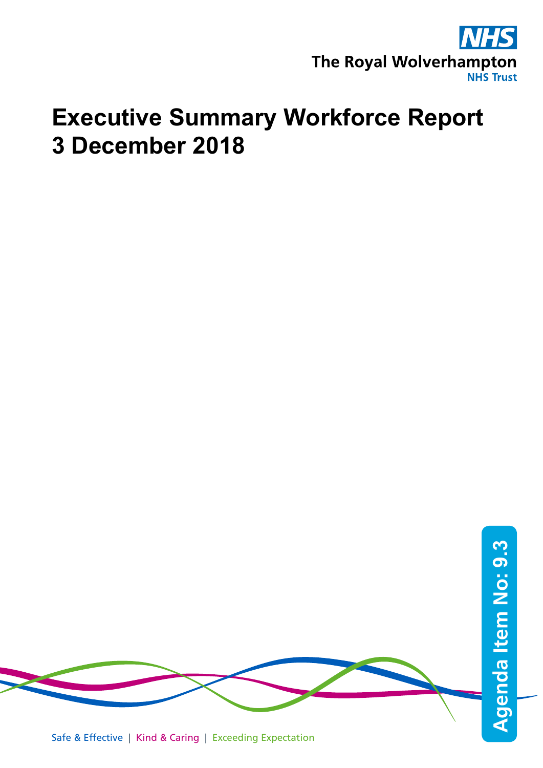NHS

The Royal Wolverhampton

NHS Trust

# Executive Summary Workforce Report 3 December 2018

Agenda Item No: 9.3

Safe & Effective | Kind & Caring | Exceeding Expectation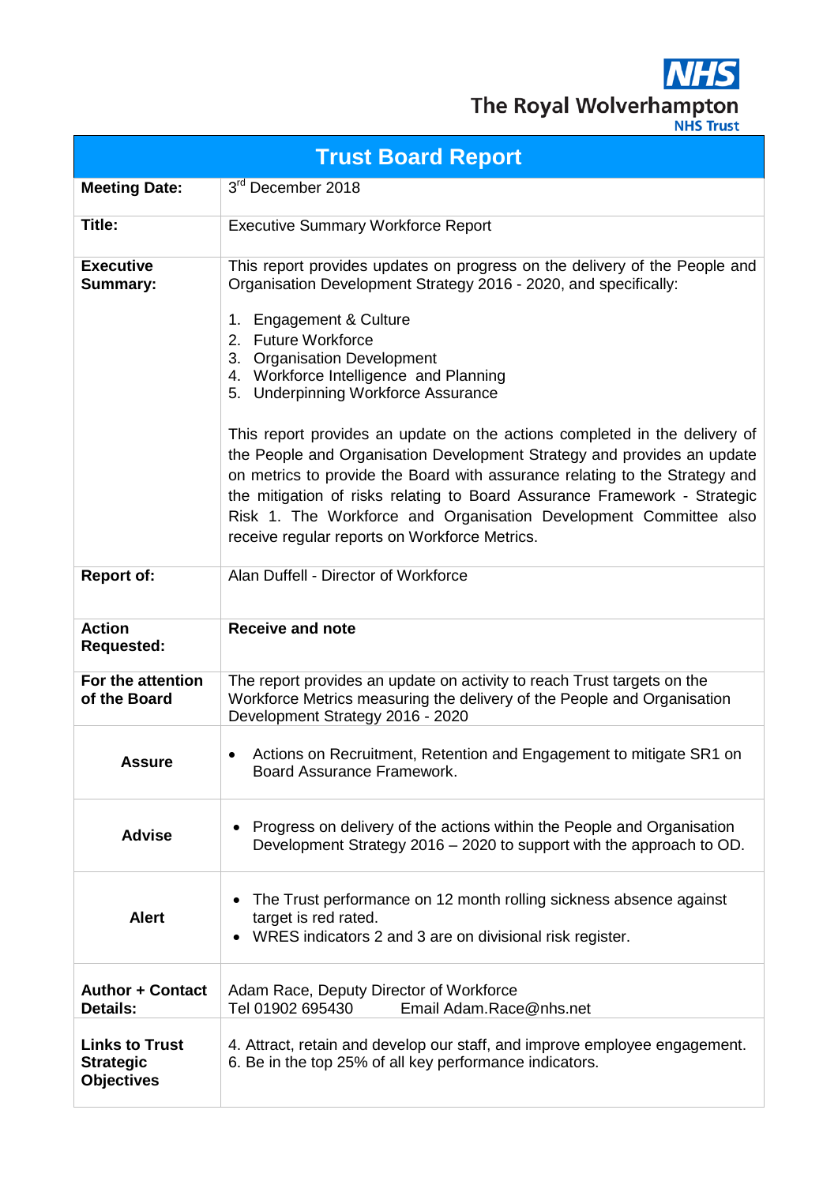**NHS**
**The Royal Wolverhampton NHS Trust**

| Trust Board Report | |
|---|---|
| **Meeting Date:** | 3rd December 2018 |
| **Title:** | Executive Summary Workforce Report |
| **Executive Summary:** | This report provides updates on progress on the delivery of the People and Organisation Development Strategy 2016 - 2020, and specifically:<br><br>1. Engagement & Culture<br>2. Future Workforce<br>3. Organisation Development<br>4. Workforce Intelligence and Planning<br>5. Underpinning Workforce Assurance<br><br>This report provides an update on the actions completed in the delivery of the People and Organisation Development Strategy and provides an update on metrics to provide the Board with assurance relating to the Strategy and the mitigation of risks relating to Board Assurance Framework - Strategic Risk 1. The Workforce and Organisation Development Committee also receive regular reports on Workforce Metrics. |
| **Report of:** | Alan Duffell - Director of Workforce |
| **Action Requested:** | **Receive and note** |
| **For the attention of the Board** | The report provides an update on activity to reach Trust targets on the Workforce Metrics measuring the delivery of the People and Organisation Development Strategy 2016 - 2020 |
| **Assure** | • Actions on Recruitment, Retention and Engagement to mitigate SR1 on Board Assurance Framework. |
| **Advise** | • Progress on delivery of the actions within the People and Organisation Development Strategy 2016 – 2020 to support with the approach to OD. |
| **Alert** | • The Trust performance on 12 month rolling sickness absence against target is red rated.<br>• WRES indicators 2 and 3 are on divisional risk register. |
| **Author + Contact Details:** | Adam Race, Deputy Director of Workforce<br>Tel 01902 695430 Email Adam.Race@nhs.net |
| **Links to Trust Strategic Objectives** | 4. Attract, retain and develop our staff, and improve employee engagement.<br>6. Be in the top 25% of all key performance indicators. |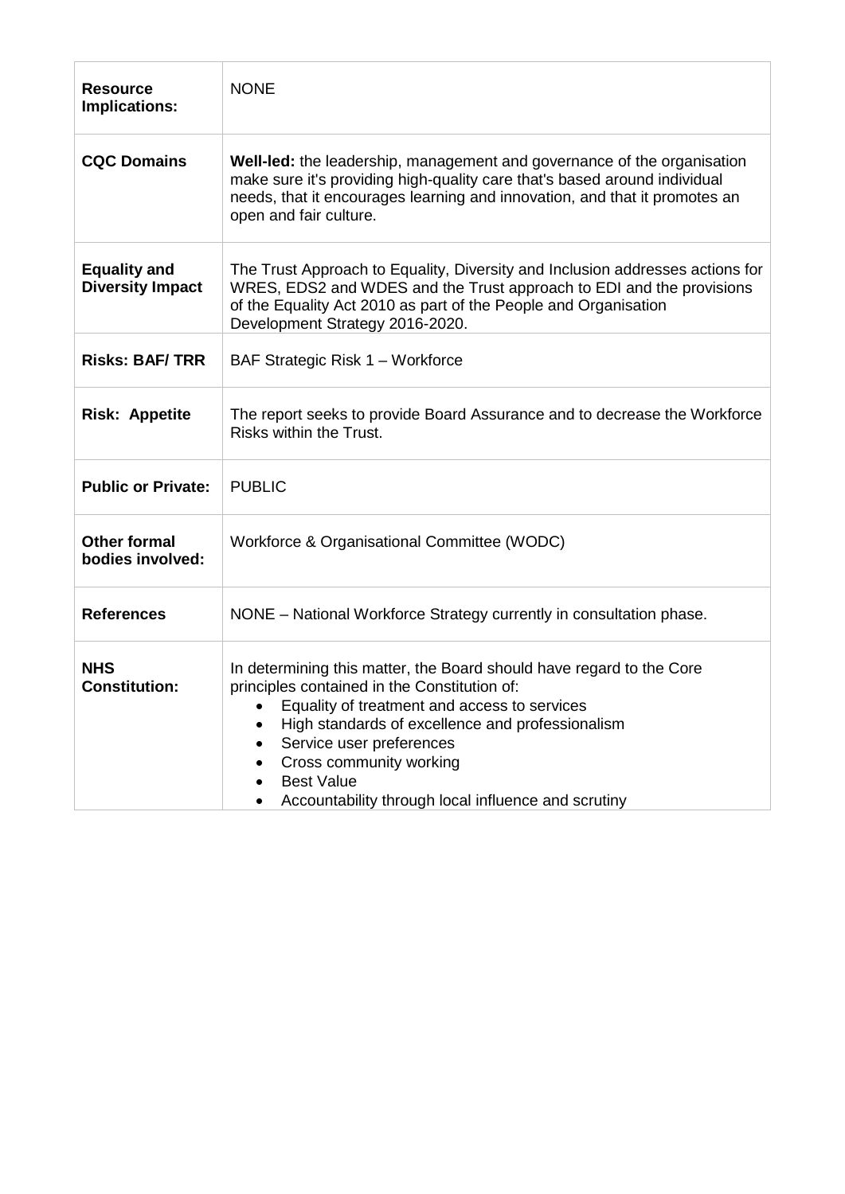| **Resource Implications:** | NONE |
|---|---|
| **CQC Domains** | **Well-led:** the leadership, management and governance of the organisation make sure it's providing high-quality care that's based around individual needs, that it encourages learning and innovation, and that it promotes an open and fair culture. |
| **Equality and Diversity Impact** | The Trust Approach to Equality, Diversity and Inclusion addresses actions for WRES, EDS2 and WDES and the Trust approach to EDI and the provisions of the Equality Act 2010 as part of the People and Organisation Development Strategy 2016-2020. |
| **Risks: BAF/ TRR** | BAF Strategic Risk 1 – Workforce |
| **Risk: Appetite** | The report seeks to provide Board Assurance and to decrease the Workforce Risks within the Trust. |
| **Public or Private:** | PUBLIC |
| **Other formal bodies involved:** | Workforce & Organisational Committee (WODC) |
| **References** | NONE – National Workforce Strategy currently in consultation phase. |
| **NHS Constitution:** | In determining this matter, the Board should have regard to the Core principles contained in the Constitution of:<br>• Equality of treatment and access to services<br>• High standards of excellence and professionalism<br>• Service user preferences<br>• Cross community working<br>• Best Value<br>• Accountability through local influence and scrutiny |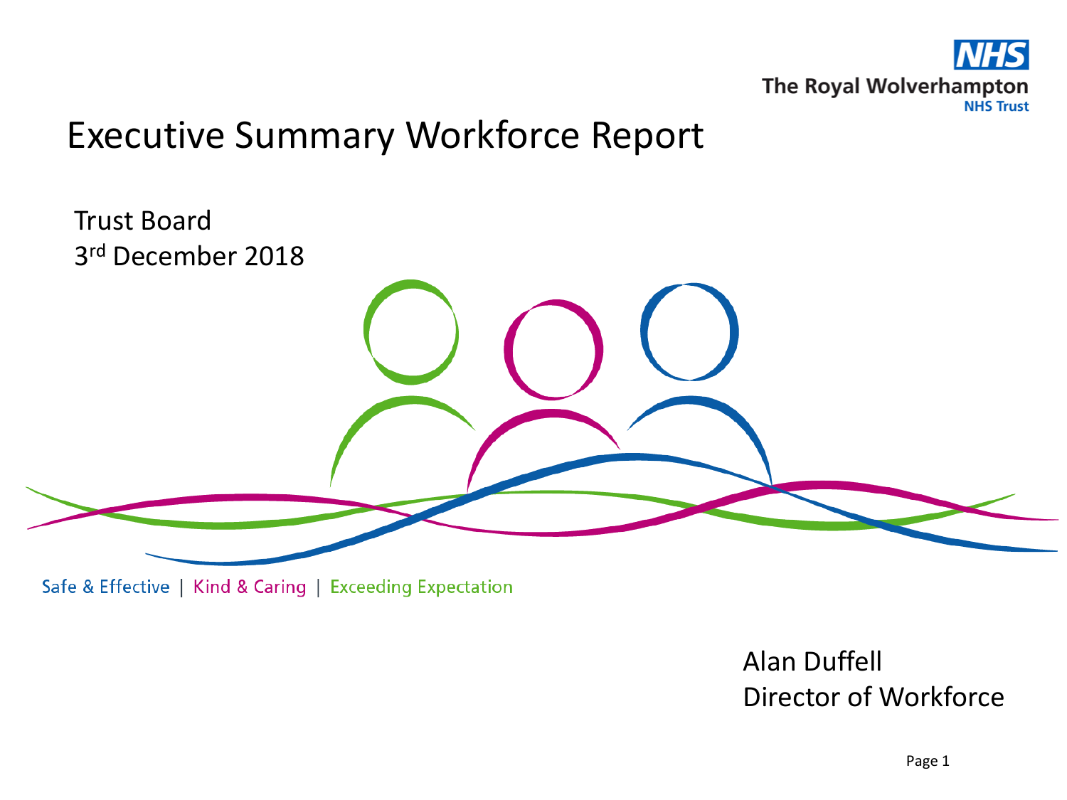The Royal Wolverhampton NHS Trust

# Executive Summary Workforce Report

Trust Board
3rd December 2018

Safe & Effective | Kind & Caring | Exceeding Expectation

Alan Duffell
Director of Workforce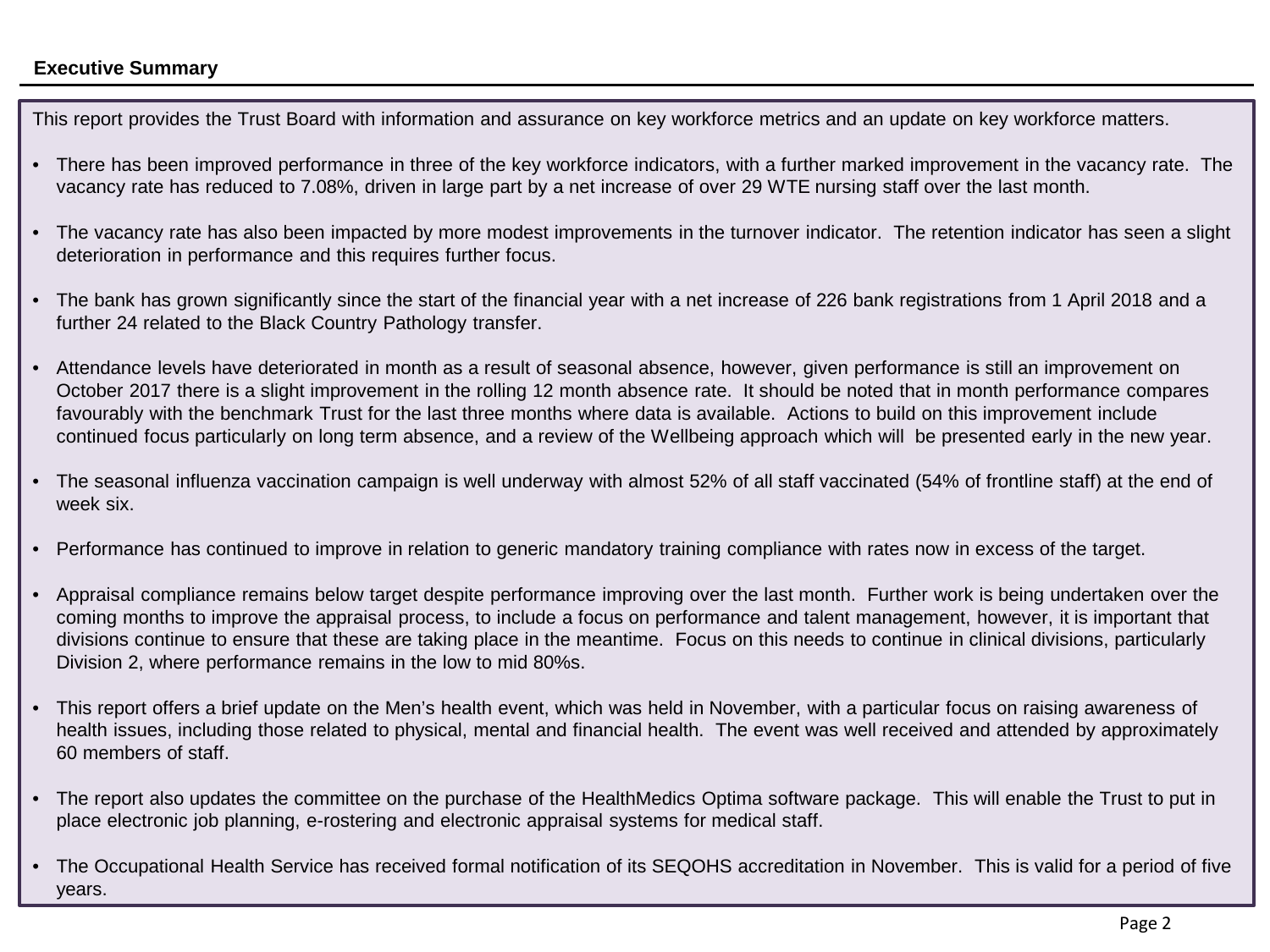## Executive Summary

This report provides the Trust Board with information and assurance on key workforce metrics and an update on key workforce matters.

- There has been improved performance in three of the key workforce indicators, with a further marked improvement in the vacancy rate. The vacancy rate has reduced to 7.08%, driven in large part by a net increase of over 29 WTE nursing staff over the last month.
- The vacancy rate has also been impacted by more modest improvements in the turnover indicator. The retention indicator has seen a slight deterioration in performance and this requires further focus.
- The bank has grown significantly since the start of the financial year with a net increase of 226 bank registrations from 1 April 2018 and a further 24 related to the Black Country Pathology transfer.
- Attendance levels have deteriorated in month as a result of seasonal absence, however, given performance is still an improvement on October 2017 there is a slight improvement in the rolling 12 month absence rate. It should be noted that in month performance compares favourably with the benchmark Trust for the last three months where data is available. Actions to build on this improvement include continued focus particularly on long term absence, and a review of the Wellbeing approach which will be presented early in the new year.
- The seasonal influenza vaccination campaign is well underway with almost 52% of all staff vaccinated (54% of frontline staff) at the end of week six.
- Performance has continued to improve in relation to generic mandatory training compliance with rates now in excess of the target.
- Appraisal compliance remains below target despite performance improving over the last month. Further work is being undertaken over the coming months to improve the appraisal process, to include a focus on performance and talent management, however, it is important that divisions continue to ensure that these are taking place in the meantime. Focus on this needs to continue in clinical divisions, particularly Division 2, where performance remains in the low to mid 80%s.
- This report offers a brief update on the Men's health event, which was held in November, with a particular focus on raising awareness of health issues, including those related to physical, mental and financial health. The event was well received and attended by approximately 60 members of staff.
- The report also updates the committee on the purchase of the HealthMedics Optima software package. This will enable the Trust to put in place electronic job planning, e-rostering and electronic appraisal systems for medical staff.
- The Occupational Health Service has received formal notification of its SEQOHS accreditation in November. This is valid for a period of five years.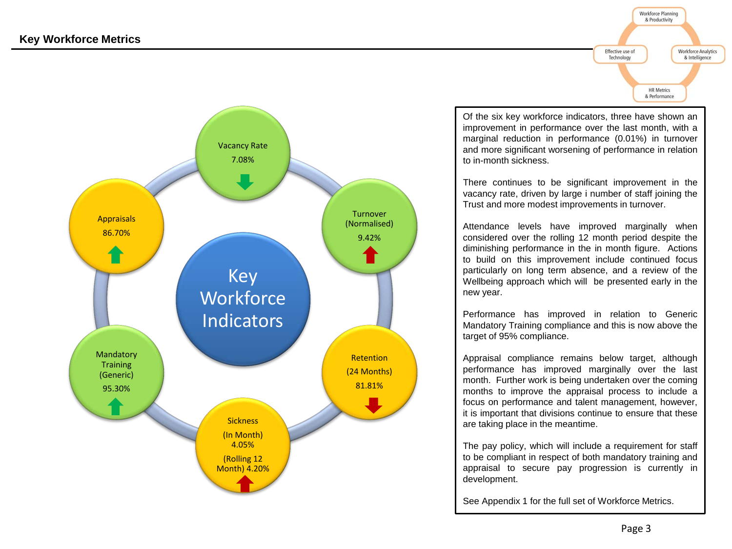## Key Workforce Metrics

Workforce Planning & Productivity

Effective use of Technology

Workforce Analytics & Intelligence

HR Metrics & Performance

**Key Workforce Indicators**

- Vacancy Rate 7.08% (down, green)
- Turnover (Normalised) 9.42% (up, red)
- Retention (24 Months) 81.81% (down, red)
- Sickness (In Month) 4.05% (Rolling 12 Month) 4.20% (up, red)
- Mandatory Training (Generic) 95.30% (up, green)
- Appraisals 86.70% (up, green)

Of the six key workforce indicators, three have shown an improvement in performance over the last month, with a marginal reduction in performance (0.01%) in turnover and more significant worsening of performance in relation to in-month sickness.

There continues to be significant improvement in the vacancy rate, driven by large i number of staff joining the Trust and more modest improvements in turnover.

Attendance levels have improved marginally when considered over the rolling 12 month period despite the diminishing performance in the in month figure. Actions to build on this improvement include continued focus particularly on long term absence, and a review of the Wellbeing approach which will be presented early in the new year.

Performance has improved in relation to Generic Mandatory Training compliance and this is now above the target of 95% compliance.

Appraisal compliance remains below target, although performance has improved marginally over the last month. Further work is being undertaken over the coming months to improve the appraisal process to include a focus on performance and talent management, however, it is important that divisions continue to ensure that these are taking place in the meantime.

The pay policy, which will include a requirement for staff to be compliant in respect of both mandatory training and appraisal to secure pay progression is currently in development.

See Appendix 1 for the full set of Workforce Metrics.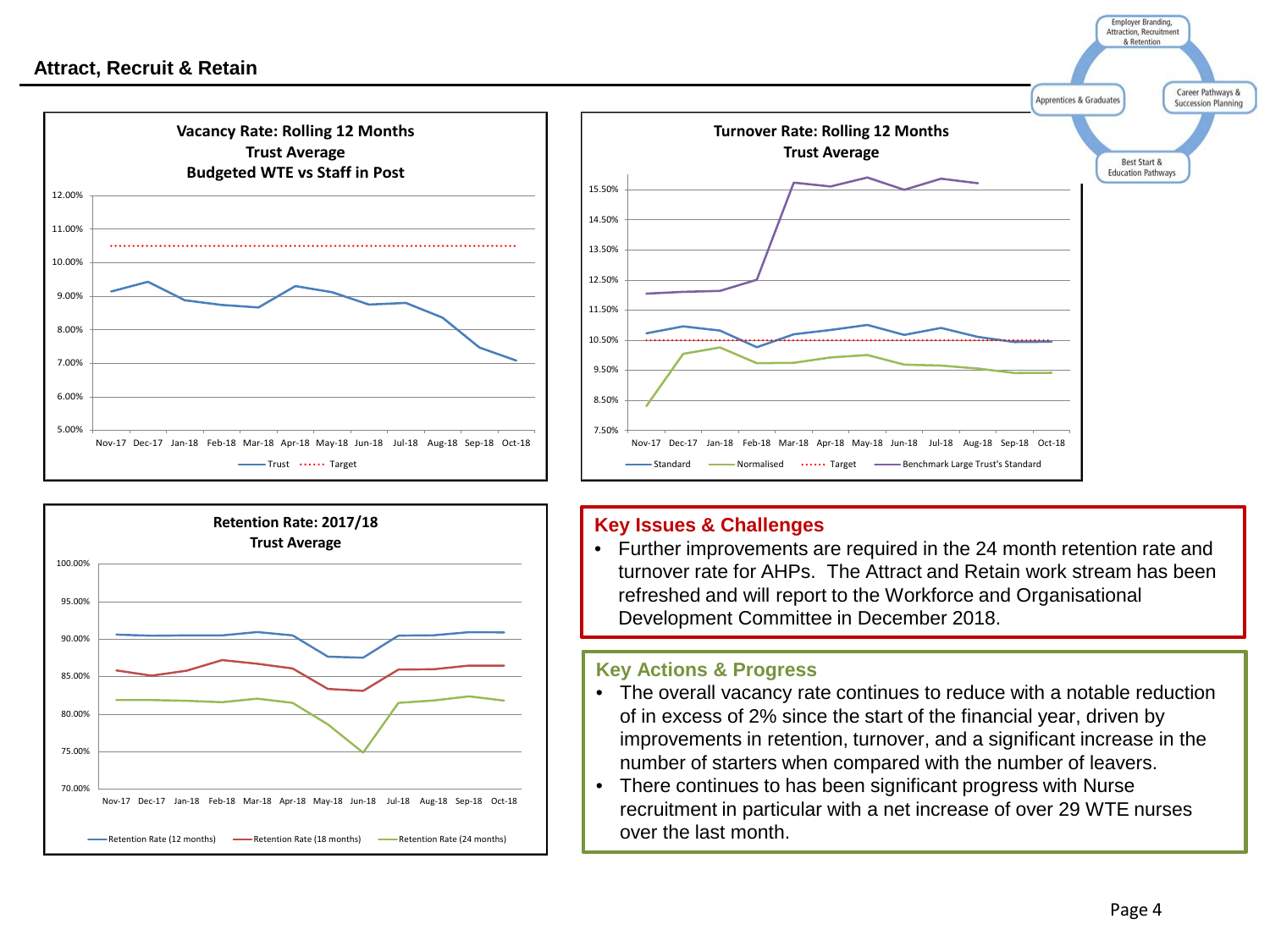## Attract, Recruit & Retain

Employer Branding, Attraction, Recruitment & Retention

Apprentices & Graduates

Career Pathways & Succession Planning

Best Start & Education Pathways

**Vacancy Rate: Rolling 12 Months**
**Trust Average**
**Budgeted WTE vs Staff in Post**

Legend: Trust, Target

**Turnover Rate: Rolling 12 Months**
**Trust Average**

Legend: Standard, Normalised, Target, Benchmark Large Trust's Standard

**Retention Rate: 2017/18**
**Trust Average**

Legend: Retention Rate (12 months), Retention Rate (18 months), Retention Rate (24 months)

### Key Issues & Challenges

- Further improvements are required in the 24 month retention rate and turnover rate for AHPs. The Attract and Retain work stream has been refreshed and will report to the Workforce and Organisational Development Committee in December 2018.

### Key Actions & Progress

- The overall vacancy rate continues to reduce with a notable reduction of in excess of 2% since the start of the financial year, driven by improvements in retention, turnover, and a significant increase in the number of starters when compared with the number of leavers.
- There continues to has been significant progress with Nurse recruitment in particular with a net increase of over 29 WTE nurses over the last month.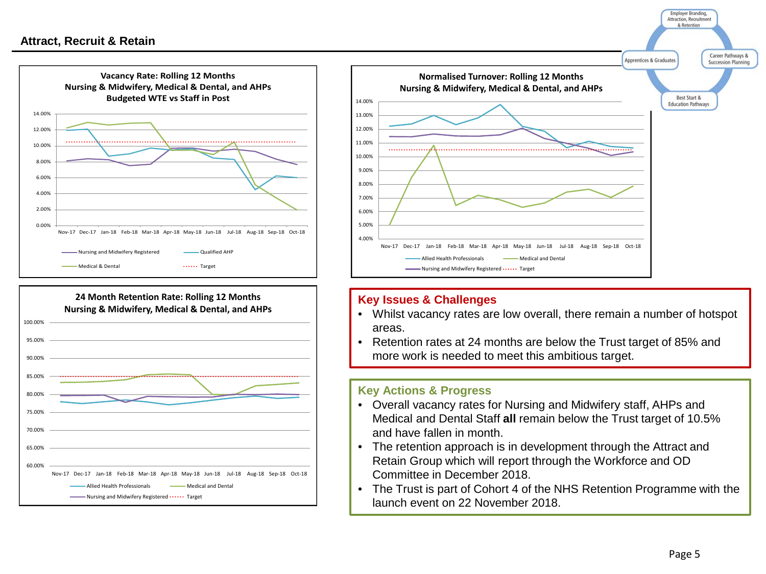## Attract, Recruit & Retain

Employer Branding, Attraction, Recruitment & Retention

Apprentices & Graduates

Career Pathways & Succession Planning

Best Start & Education Pathways

**Vacancy Rate: Rolling 12 Months**
**Nursing & Midwifery, Medical & Dental, and AHPs**
**Budgeted WTE vs Staff in Post**

Nursing and Midwifery Registered — Qualified AHP — Medical & Dental — Target

**Normalised Turnover: Rolling 12 Months**
**Nursing & Midwifery, Medical & Dental, and AHPs**

Allied Health Professionals — Medical and Dental — Nursing and Midwifery Registered — Target

**24 Month Retention Rate: Rolling 12 Months**
**Nursing & Midwifery, Medical & Dental, and AHPs**

Allied Health Professionals — Medical and Dental — Nursing and Midwifery Registered — Target

### Key Issues & Challenges

- Whilst vacancy rates are low overall, there remain a number of hotspot areas.
- Retention rates at 24 months are below the Trust target of 85% and more work is needed to meet this ambitious target.

### Key Actions & Progress

- Overall vacancy rates for Nursing and Midwifery staff, AHPs and Medical and Dental Staff **all** remain below the Trust target of 10.5% and have fallen in month.
- The retention approach is in development through the Attract and Retain Group which will report through the Workforce and OD Committee in December 2018.
- The Trust is part of Cohort 4 of the NHS Retention Programme with the launch event on 22 November 2018.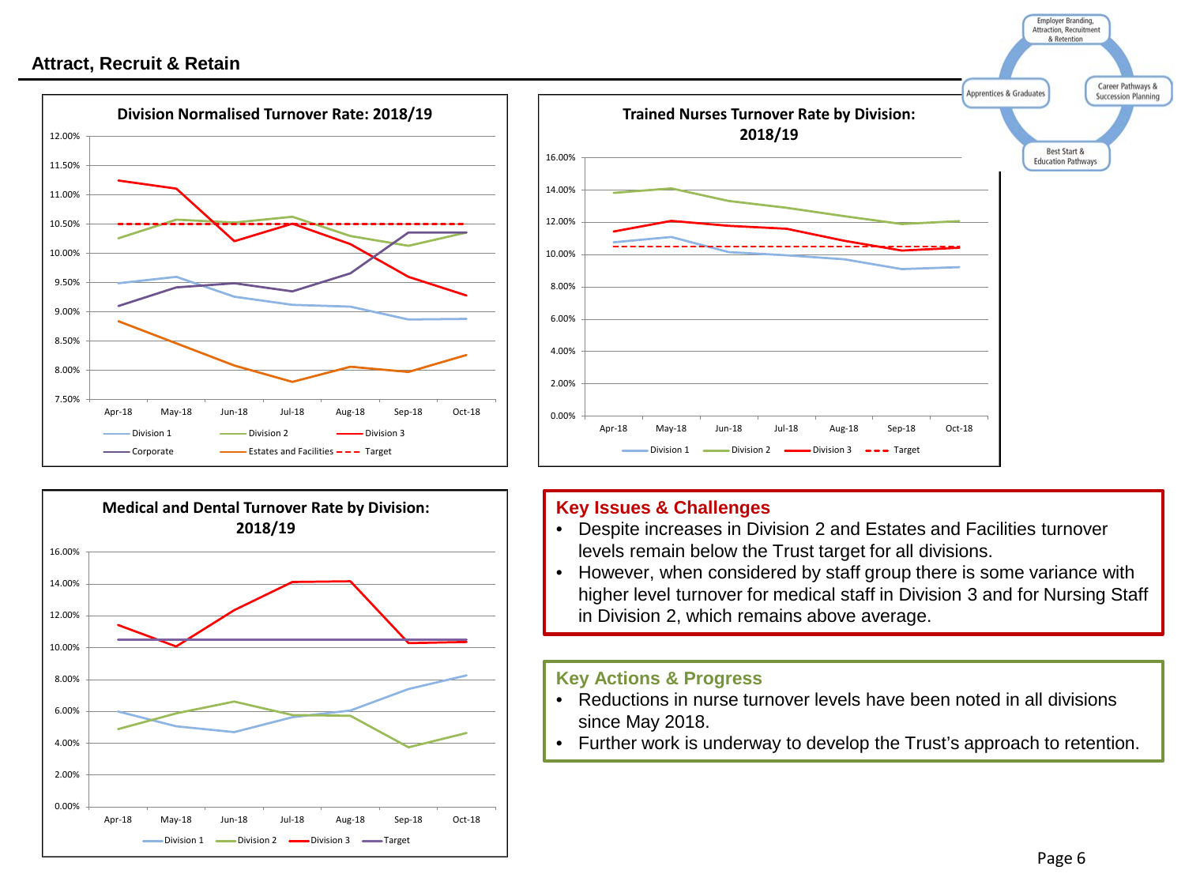## Attract, Recruit & Retain

Employer Branding, Attraction, Recruitment & Retention

Apprentices & Graduates

Career Pathways & Succession Planning

Best Start & Education Pathways

**Division Normalised Turnover Rate: 2018/19**

**Trained Nurses Turnover Rate by Division: 2018/19**

**Medical and Dental Turnover Rate by Division: 2018/19**

### Key Issues & Challenges

- Despite increases in Division 2 and Estates and Facilities turnover levels remain below the Trust target for all divisions.
- However, when considered by staff group there is some variance with higher level turnover for medical staff in Division 3 and for Nursing Staff in Division 2, which remains above average.

### Key Actions & Progress

- Reductions in nurse turnover levels have been noted in all divisions since May 2018.
- Further work is underway to develop the Trust's approach to retention.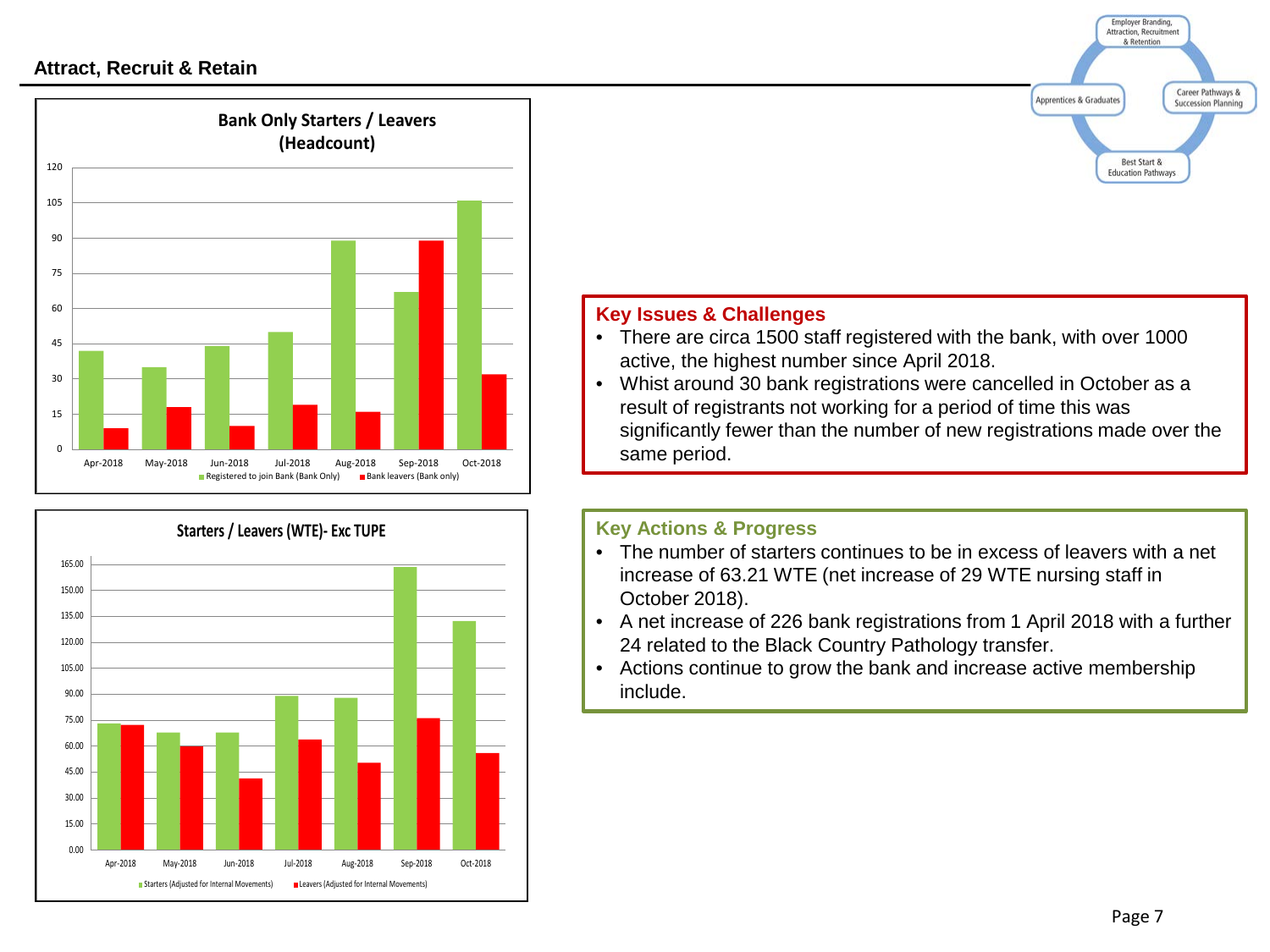## Attract, Recruit & Retain

Employer Branding, Attraction, Recruitment & Retention

Apprentices & Graduates

Career Pathways & Succession Planning

Best Start & Education Pathways

**Bank Only Starters / Leavers (Headcount)**

Registered to join Bank (Bank Only) / Bank leavers (Bank only)

Apr-2018, May-2018, Jun-2018, Jul-2018, Aug-2018, Sep-2018, Oct-2018

**Starters / Leavers (WTE)- Exc TUPE**

Starters (Adjusted for Internal Movements) / Leavers (Adjusted for Internal Movements)

Apr-2018, May-2018, Jun-2018, Jul-2018, Aug-2018, Sep-2018, Oct-2018

### Key Issues & Challenges

- There are circa 1500 staff registered with the bank, with over 1000 active, the highest number since April 2018.
- Whist around 30 bank registrations were cancelled in October as a result of registrants not working for a period of time this was significantly fewer than the number of new registrations made over the same period.

### Key Actions & Progress

- The number of starters continues to be in excess of leavers with a net increase of 63.21 WTE (net increase of 29 WTE nursing staff in October 2018).
- A net increase of 226 bank registrations from 1 April 2018 with a further 24 related to the Black Country Pathology transfer.
- Actions continue to grow the bank and increase active membership include.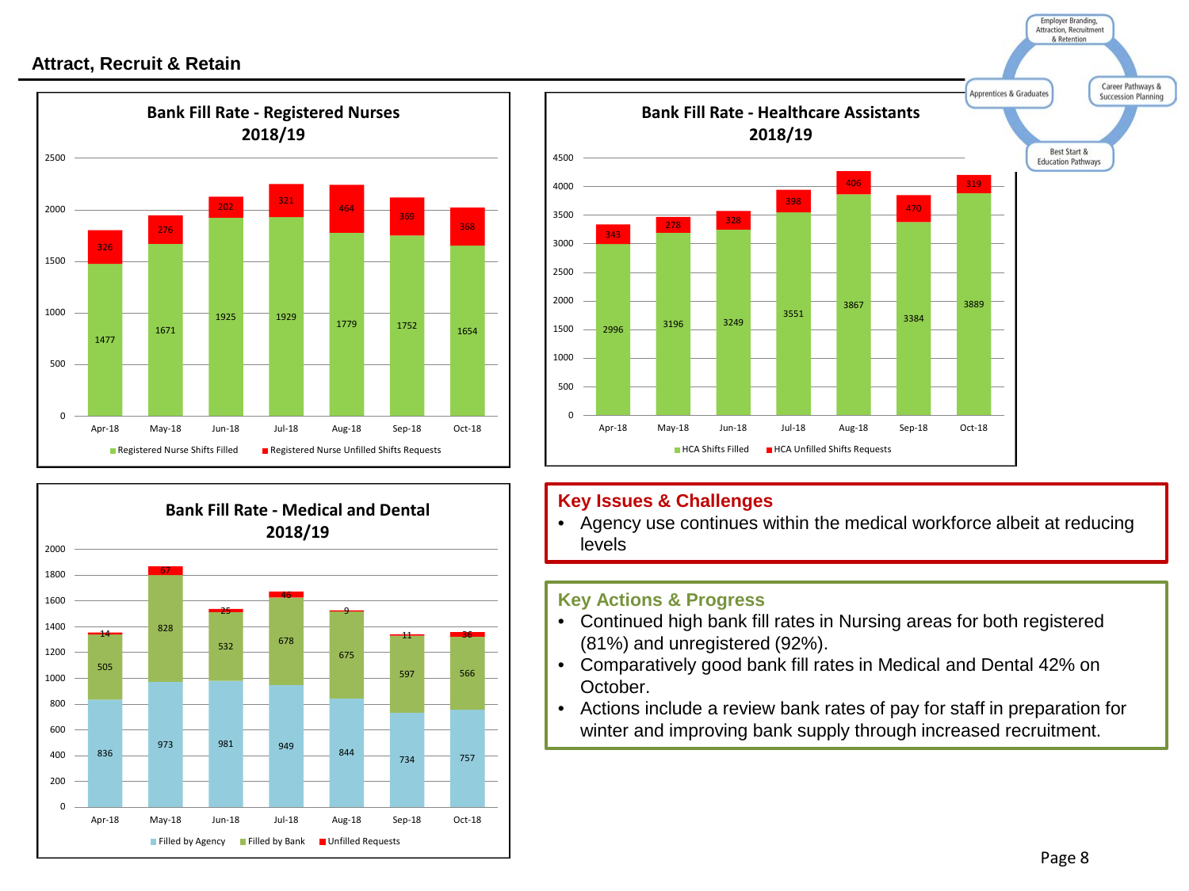## Attract, Recruit & Retain

### Bank Fill Rate - Registered Nurses 2018/19

| Month | Registered Nurse Shifts Filled | Registered Nurse Unfilled Shifts Requests |
|---|---|---|
| Apr-18 | 1477 | 326 |
| May-18 | 1671 | 276 |
| Jun-18 | 1925 | 202 |
| Jul-18 | 1929 | 321 |
| Aug-18 | 1779 | 464 |
| Sep-18 | 1752 | 369 |
| Oct-18 | 1654 | 368 |

### Bank Fill Rate - Healthcare Assistants 2018/19

| Month | HCA Shifts Filled | HCA Unfilled Shifts Requests |
|---|---|---|
| Apr-18 | 2996 | 343 |
| May-18 | 3196 | 278 |
| Jun-18 | 3249 | 328 |
| Jul-18 | 3551 | 398 |
| Aug-18 | 3867 | 406 |
| Sep-18 | 3384 | 470 |
| Oct-18 | 3889 | 319 |

### Bank Fill Rate - Medical and Dental 2018/19

| Month | Filled by Agency | Filled by Bank | Unfilled Requests |
|---|---|---|---|
| Apr-18 | 836 | 505 | 14 |
| May-18 | 973 | 828 | 67 |
| Jun-18 | 981 | 532 | 25 |
| Jul-18 | 949 | 678 | 46 |
| Aug-18 | 844 | 675 | 9 |
| Sep-18 | 734 | 597 | 11 |
| Oct-18 | 757 | 566 | 36 |

Employer Branding, Attraction, Recruitment & Retention · Career Pathways & Succession Planning · Best Start & Education Pathways · Apprentices & Graduates

### Key Issues & Challenges

- Agency use continues within the medical workforce albeit at reducing levels

### Key Actions & Progress

- Continued high bank fill rates in Nursing areas for both registered (81%) and unregistered (92%).
- Comparatively good bank fill rates in Medical and Dental 42% on October.
- Actions include a review bank rates of pay for staff in preparation for winter and improving bank supply through increased recruitment.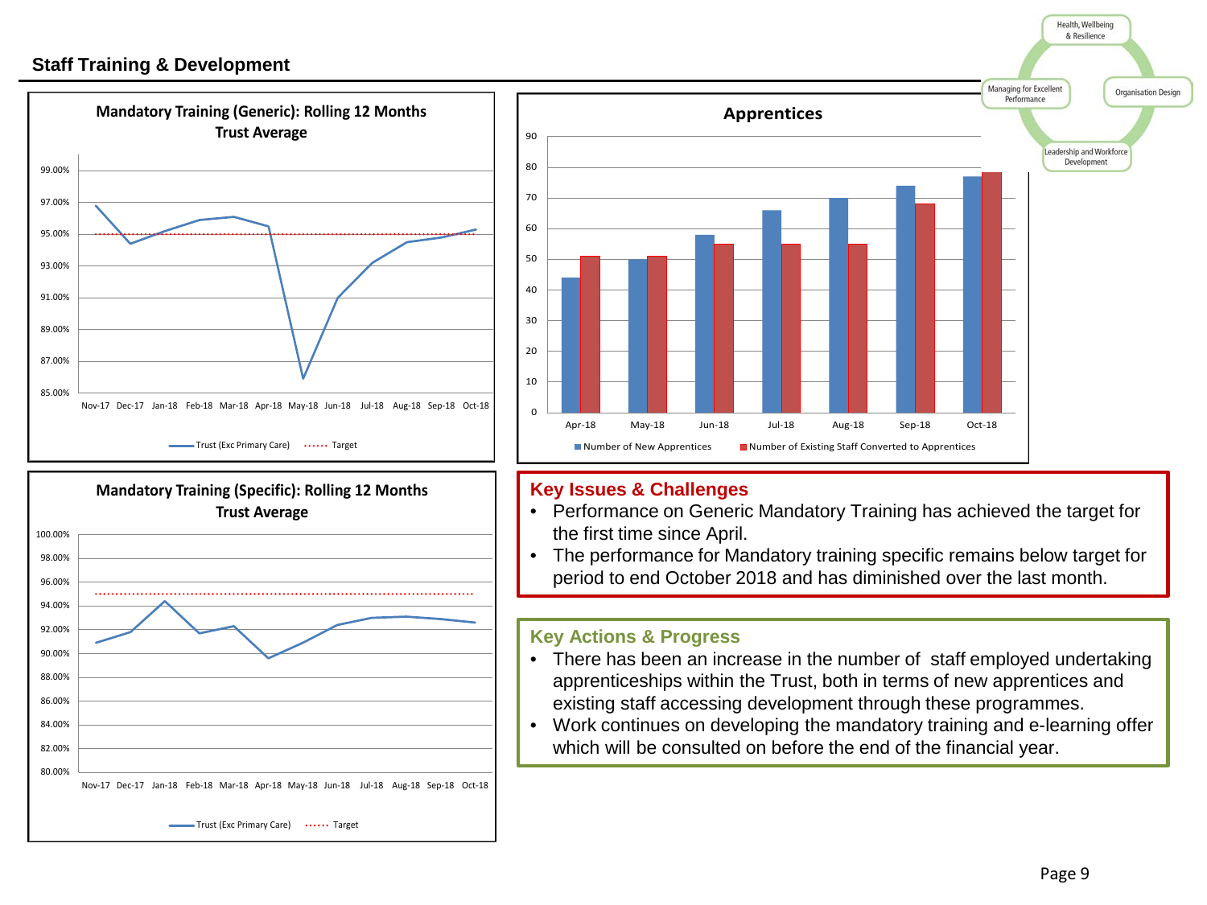## Staff Training & Development

**Mandatory Training (Generic): Rolling 12 Months Trust Average**

Legend: Trust (Exc Primary Care), Target

**Apprentices**

Legend: Number of New Apprentices, Number of Existing Staff Converted to Apprentices

**Mandatory Training (Specific): Rolling 12 Months Trust Average**

Legend: Trust (Exc Primary Care), Target

### Key Issues & Challenges

- Performance on Generic Mandatory Training has achieved the target for the first time since April.
- The performance for Mandatory training specific remains below target for period to end October 2018 and has diminished over the last month.

### Key Actions & Progress

- There has been an increase in the number of staff employed undertaking apprenticeships within the Trust, both in terms of new apprentices and existing staff accessing development through these programmes.
- Work continues on developing the mandatory training and e-learning offer which will be consulted on before the end of the financial year.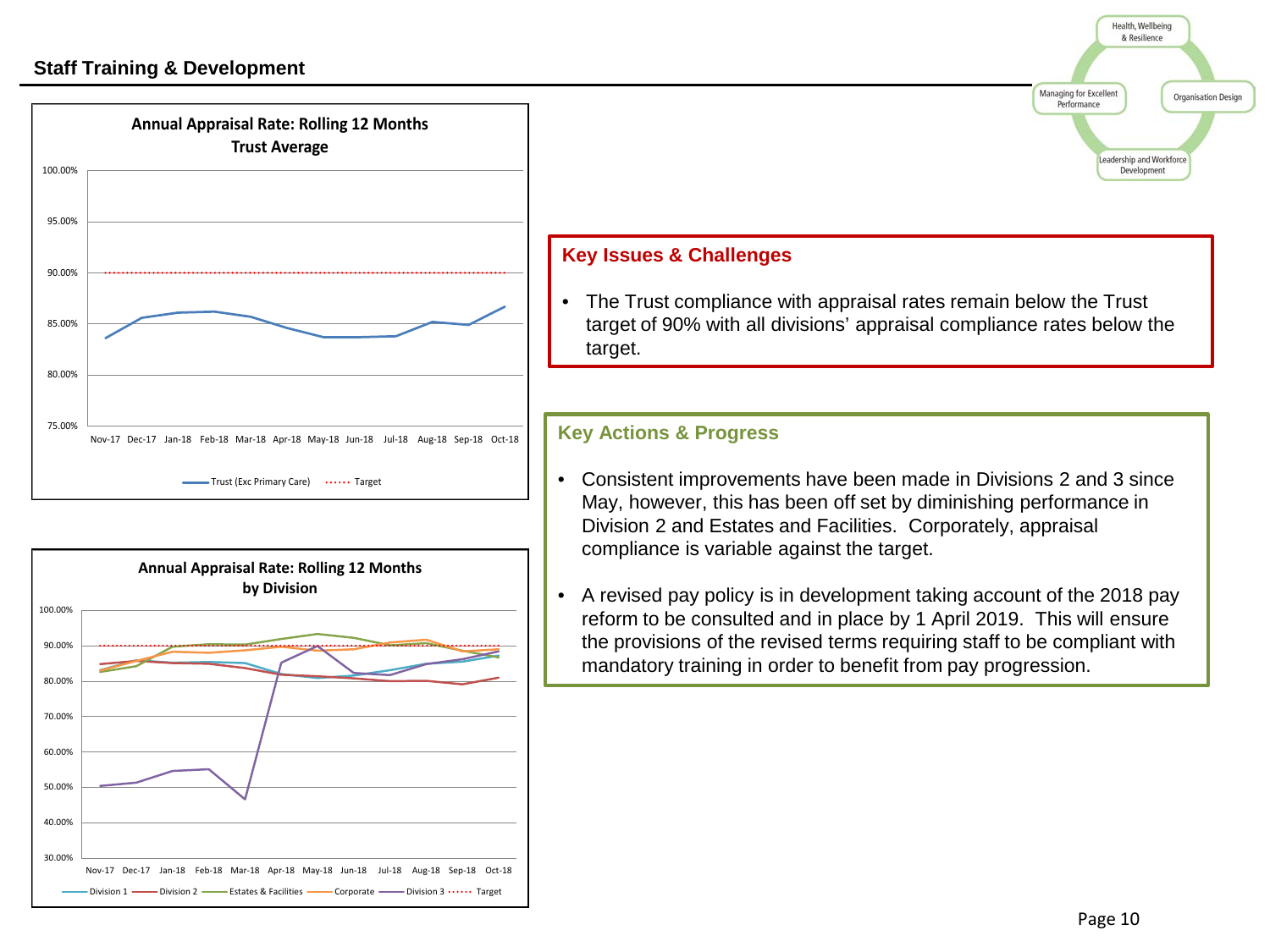## Staff Training & Development

**Annual Appraisal Rate: Rolling 12 Months Trust Average**

**Annual Appraisal Rate: Rolling 12 Months by Division**

### Key Issues & Challenges

- The Trust compliance with appraisal rates remain below the Trust target of 90% with all divisions' appraisal compliance rates below the target.

### Key Actions & Progress

- Consistent improvements have been made in Divisions 2 and 3 since May, however, this has been off set by diminishing performance in Division 2 and Estates and Facilities. Corporately, appraisal compliance is variable against the target.
- A revised pay policy is in development taking account of the 2018 pay reform to be consulted and in place by 1 April 2019. This will ensure the provisions of the revised terms requiring staff to be compliant with mandatory training in order to benefit from pay progression.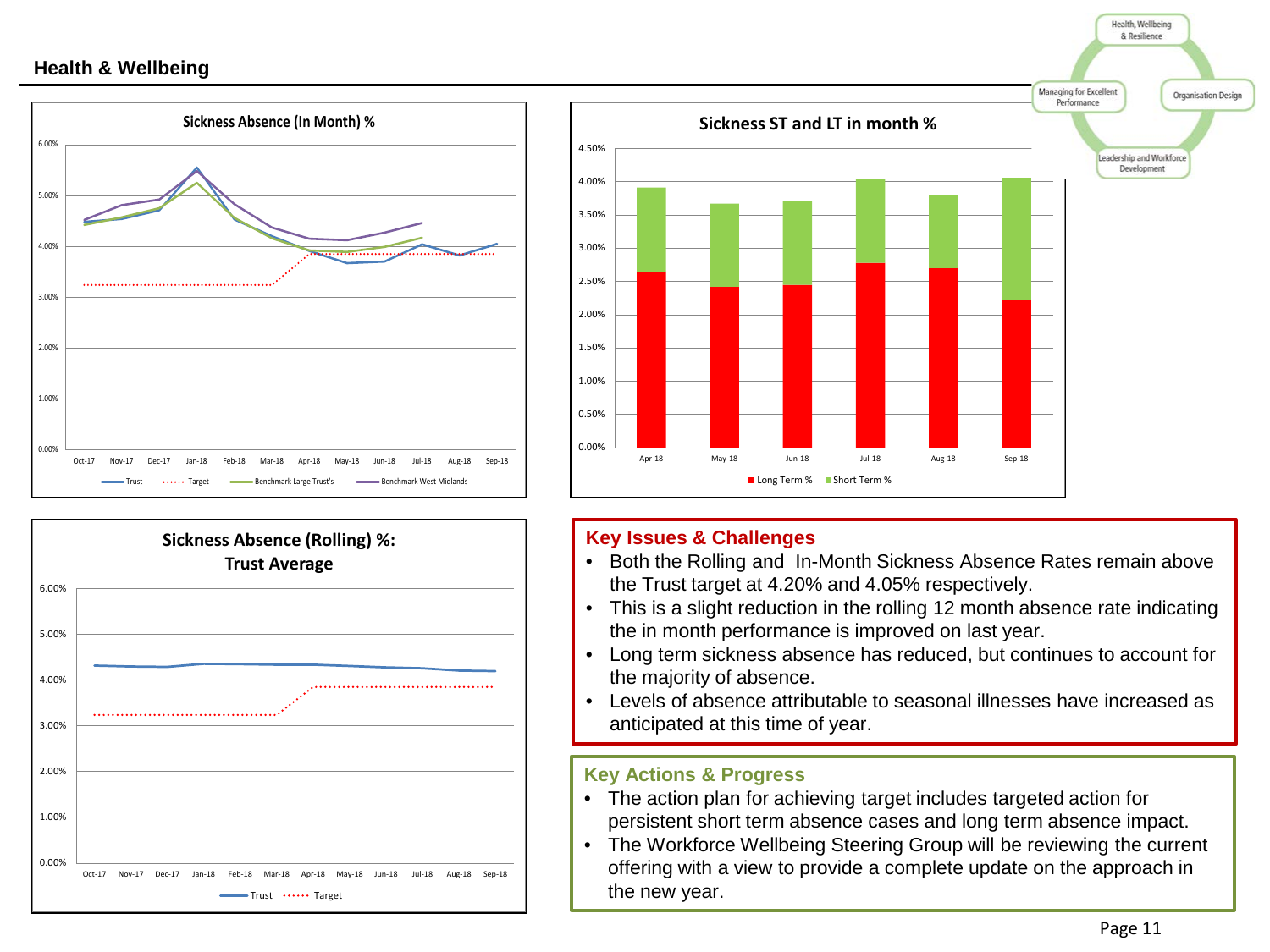# Health & Wellbeing

**Sickness Absence (In Month) %**

**Sickness ST and LT in month %**

**Sickness Absence (Rolling) %: Trust Average**

## Key Issues & Challenges

- Both the Rolling and In-Month Sickness Absence Rates remain above the Trust target at 4.20% and 4.05% respectively.
- This is a slight reduction in the rolling 12 month absence rate indicating the in month performance is improved on last year.
- Long term sickness absence has reduced, but continues to account for the majority of absence.
- Levels of absence attributable to seasonal illnesses have increased as anticipated at this time of year.

## Key Actions & Progress

- The action plan for achieving target includes targeted action for persistent short term absence cases and long term absence impact.
- The Workforce Wellbeing Steering Group will be reviewing the current offering with a view to provide a complete update on the approach in the new year.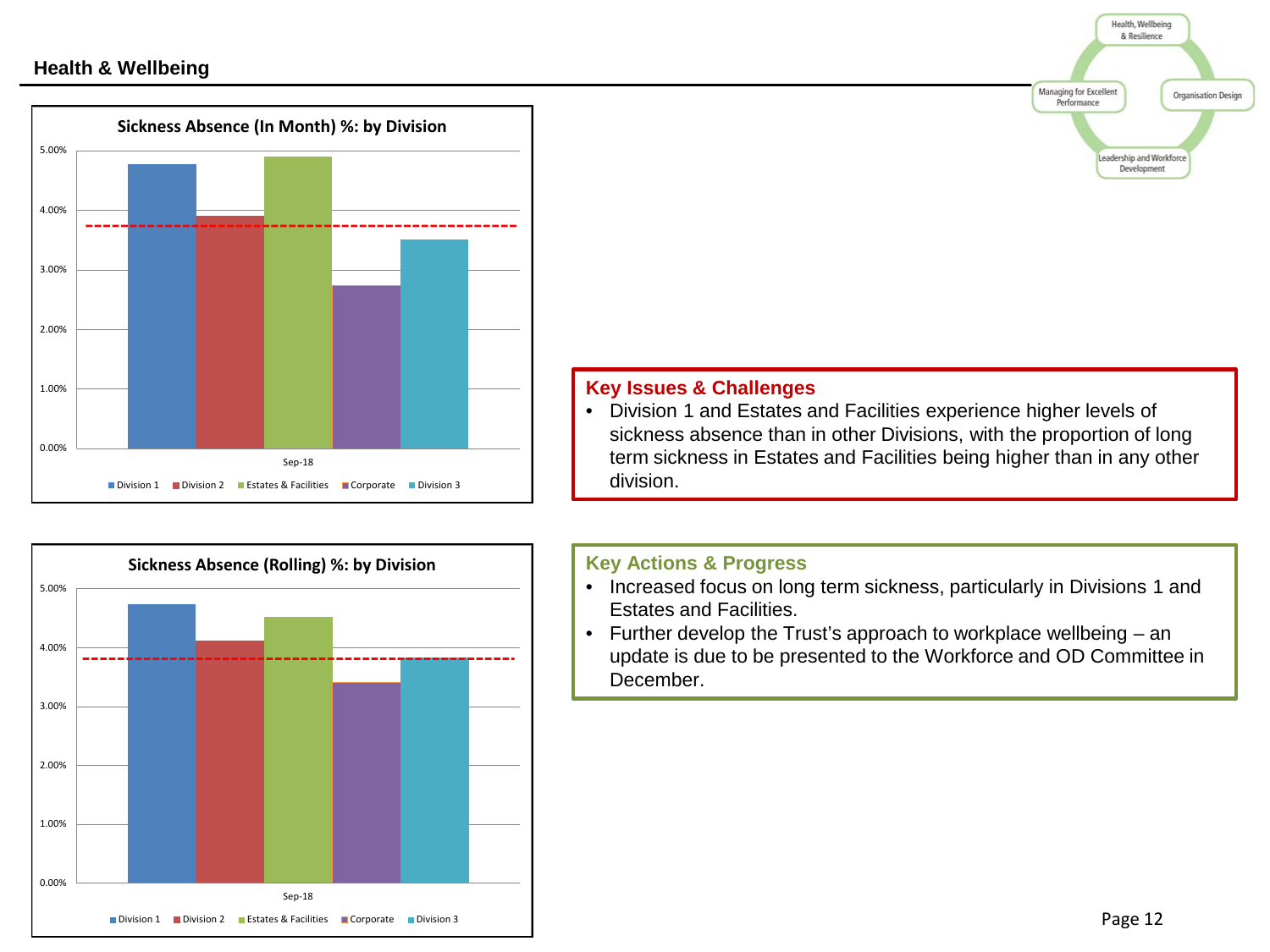## Health & Wellbeing

Health, Wellbeing & Resilience

Managing for Excellent Performance

Organisation Design

Leadership and Workforce Development

**Sickness Absence (In Month) %: by Division**

5.00%
4.00%
3.00%
2.00%
1.00%
0.00%

Sep-18

Division 1 | Division 2 | Estates & Facilities | Corporate | Division 3

**Sickness Absence (Rolling) %: by Division**

5.00%
4.00%
3.00%
2.00%
1.00%
0.00%

Sep-18

Division 1 | Division 2 | Estates & Facilities | Corporate | Division 3

### Key Issues & Challenges

- Division 1 and Estates and Facilities experience higher levels of sickness absence than in other Divisions, with the proportion of long term sickness in Estates and Facilities being higher than in any other division.

### Key Actions & Progress

- Increased focus on long term sickness, particularly in Divisions 1 and Estates and Facilities.
- Further develop the Trust's approach to workplace wellbeing – an update is due to be presented to the Workforce and OD Committee in December.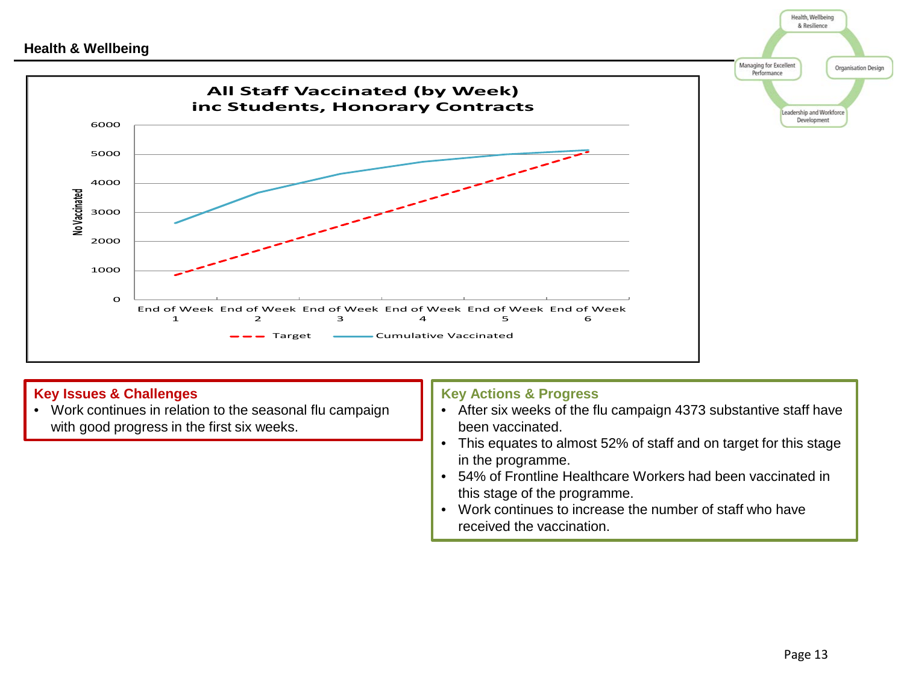## Health & Wellbeing

**All Staff Vaccinated (by Week) inc Students, Honorary Contracts**

### Key Issues & Challenges

- Work continues in relation to the seasonal flu campaign with good progress in the first six weeks.

### Key Actions & Progress

- After six weeks of the flu campaign 4373 substantive staff have been vaccinated.
- This equates to almost 52% of staff and on target for this stage in the programme.
- 54% of Frontline Healthcare Workers had been vaccinated in this stage of the programme.
- Work continues to increase the number of staff who have received the vaccination.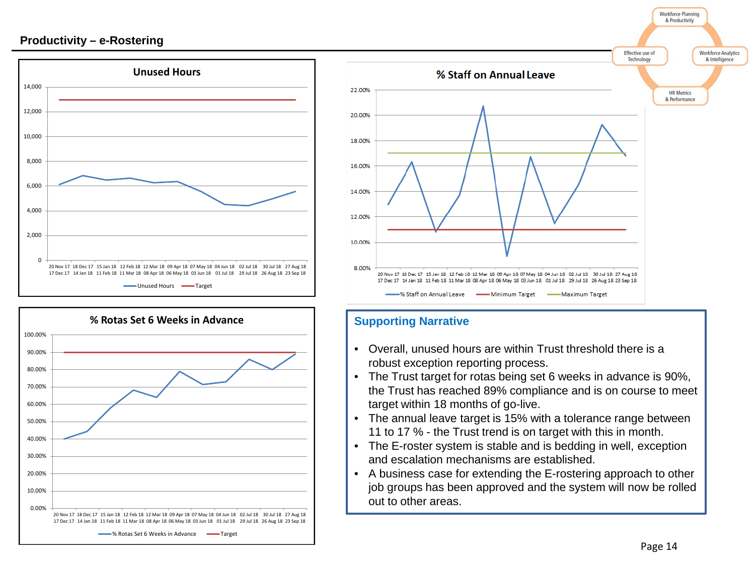## Productivity – e-Rostering

Workforce Planning & Productivity

Effective use of Technology

Workforce Analytics & Intelligence

HR Metrics & Performance

### Unused Hours

Series: Unused Hours; Target

### % Staff on Annual Leave

Series: % Staff on Annual Leave; Minimum Target; Maximum Target

### % Rotas Set 6 Weeks in Advance

Series: % Rotas Set 6 Weeks in Advance; Target

### Supporting Narrative

- Overall, unused hours are within Trust threshold there is a robust exception reporting process.
- The Trust target for rotas being set 6 weeks in advance is 90%, the Trust has reached 89% compliance and is on course to meet target within 18 months of go-live.
- The annual leave target is 15% with a tolerance range between 11 to 17 % - the Trust trend is on target with this in month.
- The E-roster system is stable and is bedding in well, exception and escalation mechanisms are established.
- A business case for extending the E-rostering approach to other job groups has been approved and the system will now be rolled out to other areas.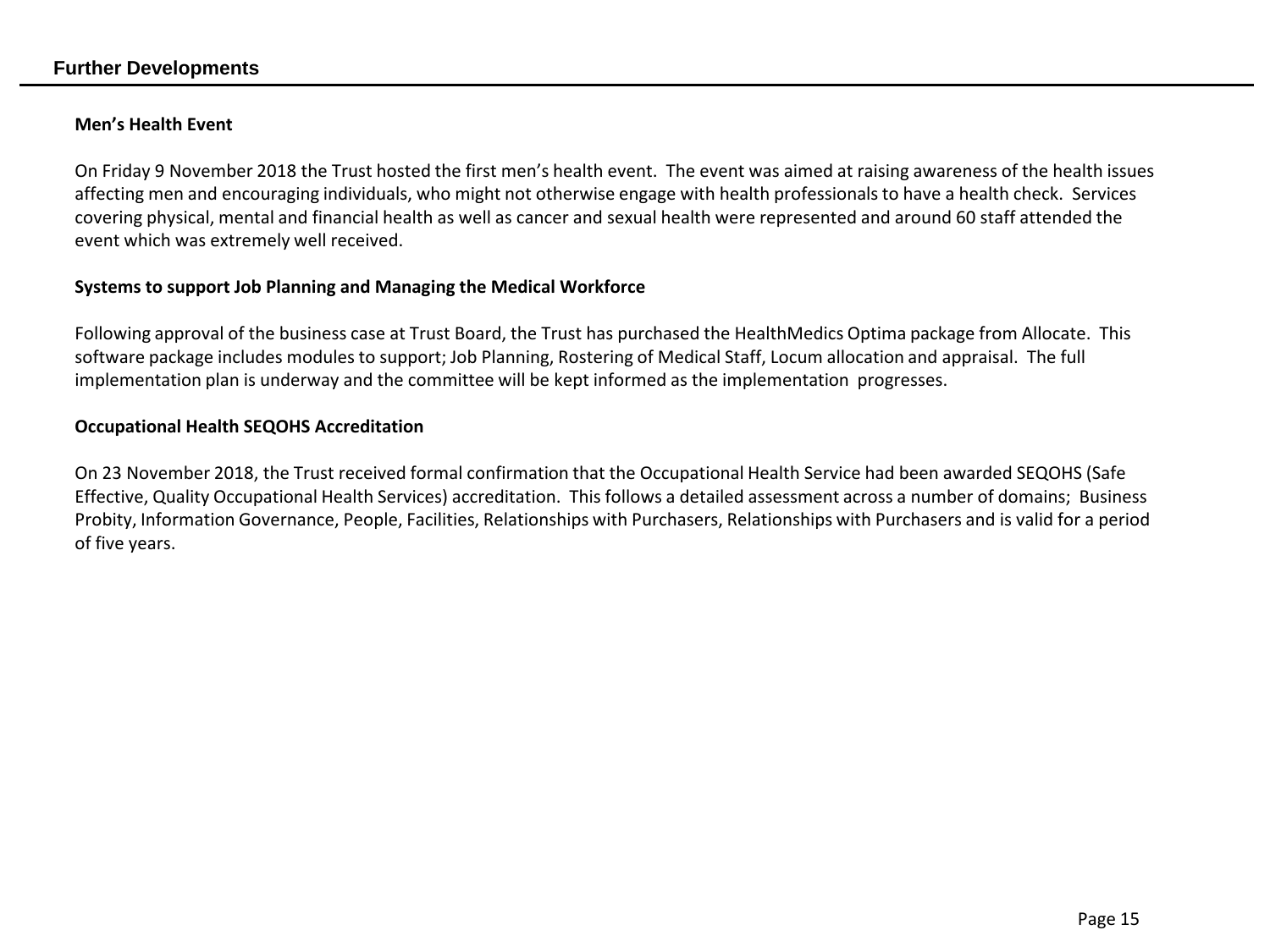## Further Developments

### Men’s Health Event

On Friday 9 November 2018 the Trust hosted the first men’s health event. The event was aimed at raising awareness of the health issues affecting men and encouraging individuals, who might not otherwise engage with health professionals to have a health check. Services covering physical, mental and financial health as well as cancer and sexual health were represented and around 60 staff attended the event which was extremely well received.

### Systems to support Job Planning and Managing the Medical Workforce

Following approval of the business case at Trust Board, the Trust has purchased the HealthMedics Optima package from Allocate. This software package includes modules to support; Job Planning, Rostering of Medical Staff, Locum allocation and appraisal. The full implementation plan is underway and the committee will be kept informed as the implementation progresses.

### Occupational Health SEQOHS Accreditation

On 23 November 2018, the Trust received formal confirmation that the Occupational Health Service had been awarded SEQOHS (Safe Effective, Quality Occupational Health Services) accreditation. This follows a detailed assessment across a number of domains; Business Probity, Information Governance, People, Facilities, Relationships with Purchasers, Relationships with Purchasers and is valid for a period of five years.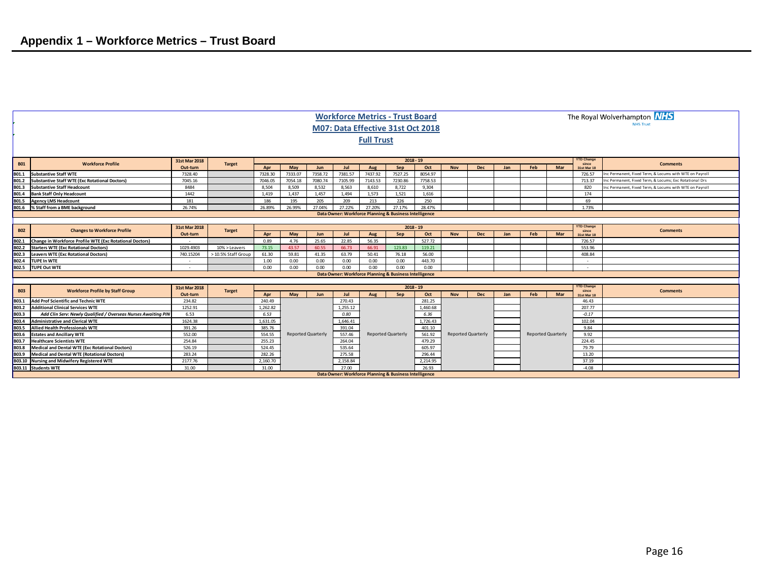# Appendix 1 – Workforce Metrics – Trust Board

## Workforce Metrics - Trust Board

## M07: Data Effective 31st Oct 2018

## Full Trust

The Royal Wolverhampton NHS Trust

| B01 | Workforce Profile | 31st Mar 2018 Out-turn | Target | 2018 - 19 Apr | May | Jun | Jul | Aug | Sep | Oct | Nov | Dec | Jan | Feb | Mar | YTD Change since 31st Mar 18 | Comments |
|---|---|---|---|---|---|---|---|---|---|---|---|---|---|---|---|---|---|
| B01.1 | Substantive Staff WTE | 7328.40 | | 7328.30 | 7333.07 | 7358.72 | 7381.57 | 7437.92 | 7527.25 | 8054.97 | | | | | | 726.57 | Inc Permanent, Fixed Term, & Locums with WTE on Payroll |
| B01.2 | Substantive Staff WTE (Exc Rotational Doctors) | 7045.16 | | 7046.05 | 7054.18 | 7080.74 | 7105.99 | 7143.53 | 7230.86 | 7758.53 | | | | | | 713.37 | Inc Permanent, Fixed Term, & Locums; Exc Rotational Drs |
| B01.3 | Substantive Staff Headcount | 8484 | | 8,504 | 8,509 | 8,532 | 8,563 | 8,610 | 8,722 | 9,304 | | | | | | 820 | Inc Permanent, Fixed Term, & Locums with WTE on Payroll |
| B01.4 | Bank Staff Only Headcount | 1442 | | 1,419 | 1,437 | 1,457 | 1,494 | 1,573 | 1,521 | 1,616 | | | | | | 174 | |
| B01.5 | Agency LMS Headcount | 181 | | 186 | 195 | 205 | 209 | 213 | 226 | 250 | | | | | | 69 | |
| B01.6 | % Staff from a BME background | 26.74% | | 26.89% | 26.99% | 27.04% | 27.22% | 27.20% | 27.17% | 28.47% | | | | | | 1.73% | |

Data Owner: Workforce Planning & Business Intelligence

| B02 | Changes to Workforce Profile | 31st Mar 2018 Out-turn | Target | 2018 - 19 Apr | May | Jun | Jul | Aug | Sep | Oct | Nov | Dec | Jan | Feb | Mar | YTD Change since 31st Mar 18 | Comments |
|---|---|---|---|---|---|---|---|---|---|---|---|---|---|---|---|---|---|
| B02.1 | Change in Workforce Profile WTE (Exc Rotational Doctors) | - | | 0.89 | 4.76 | 25.65 | 22.85 | 56.35 | | 527.72 | | | | | | 726.57 | |
| B02.2 | Starters WTE (Exc Rotational Doctors) | 1029.4903 | 10% > Leavers | 73.15 | 43.57 | 60.55 | 66.73 | 66.91 | 123.83 | 119.21 | | | | | | 553.96 | |
| B02.3 | Leavers WTE (Exc Rotational Doctors) | 740.15204 | > 10.5% Staff Group | 61.30 | 59.81 | 41.35 | 63.79 | 50.41 | 76.18 | 56.00 | | | | | | 408.84 | |
| B02.4 | TUPE In WTE | - | | 1.00 | 0.00 | 0.00 | 0.00 | 0.00 | 0.00 | 443.70 | | | | | | - | |
| B02.5 | TUPE Out WTE | - | | 0.00 | 0.00 | 0.00 | 0.00 | 0.00 | 0.00 | 0.00 | | | | | | - | |

Data Owner: Workforce Planning & Business Intelligence

| B03 | Workforce Profile by Staff Group | 31st Mar 2018 Out-turn | Target | 2018 - 19 Apr | May | Jun | Jul | Aug | Sep | Oct | Nov | Dec | Jan | Feb | Mar | YTD Change since 31st Mar 18 | Comments |
|---|---|---|---|---|---|---|---|---|---|---|---|---|---|---|---|---|---|
| B03.1 | Add Prof Scientific and Technic WTE | 234.82 | | 240.49 | Reported Quarterly | | 270.43 | Reported Quarterly | | 281.25 | Reported Quarterly | | | Reported Quarterly | | 46.43 | |
| B03.2 | Additional Clinical Services WTE | 1252.91 | | 1,262.82 | | | 1,255.12 | | | 1,460.68 | | | | | | 207.77 | |
| B03.3 | *Add Clin Serv: Newly Qualified / Overseas Nurses Awaiting PIN* | *6.53* | | *6.53* | | | *0.80* | | | *6.36* | | | | | | *-0.17* | |
| B03.4 | Administrative and Clerical WTE | 1624.38 | | 1,631.05 | | | 1,646.41 | | | 1,726.43 | | | | | | 102.04 | |
| B03.5 | Allied Health Professionals WTE | 391.26 | | 385.76 | | | 391.04 | | | 401.10 | | | | | | 9.84 | |
| B03.6 | Estates and Ancillary WTE | 552.00 | | 554.55 | | | 557.46 | | | 561.92 | | | | | | 9.92 | |
| B03.7 | Healthcare Scientists WTE | 254.84 | | 255.23 | | | 264.04 | | | 479.29 | | | | | | 224.45 | |
| B03.8 | Medical and Dental WTE (Exc Rotational Doctors) | 526.19 | | 524.45 | | | 535.64 | | | 605.97 | | | | | | 79.79 | |
| B03.9 | Medical and Dental WTE (Rotational Doctors) | 283.24 | | 282.26 | | | 275.58 | | | 296.44 | | | | | | 13.20 | |
| B03.10 | Nursing and Midwifery Registered WTE | 2177.76 | | 2,160.70 | | | 2,158.84 | | | 2,214.95 | | | | | | 37.19 | |
| B03.11 | Students WTE | 31.00 | | 31.00 | | | 27.00 | | | 26.93 | | | | | | -4.08 | |

Data Owner: Workforce Planning & Business Intelligence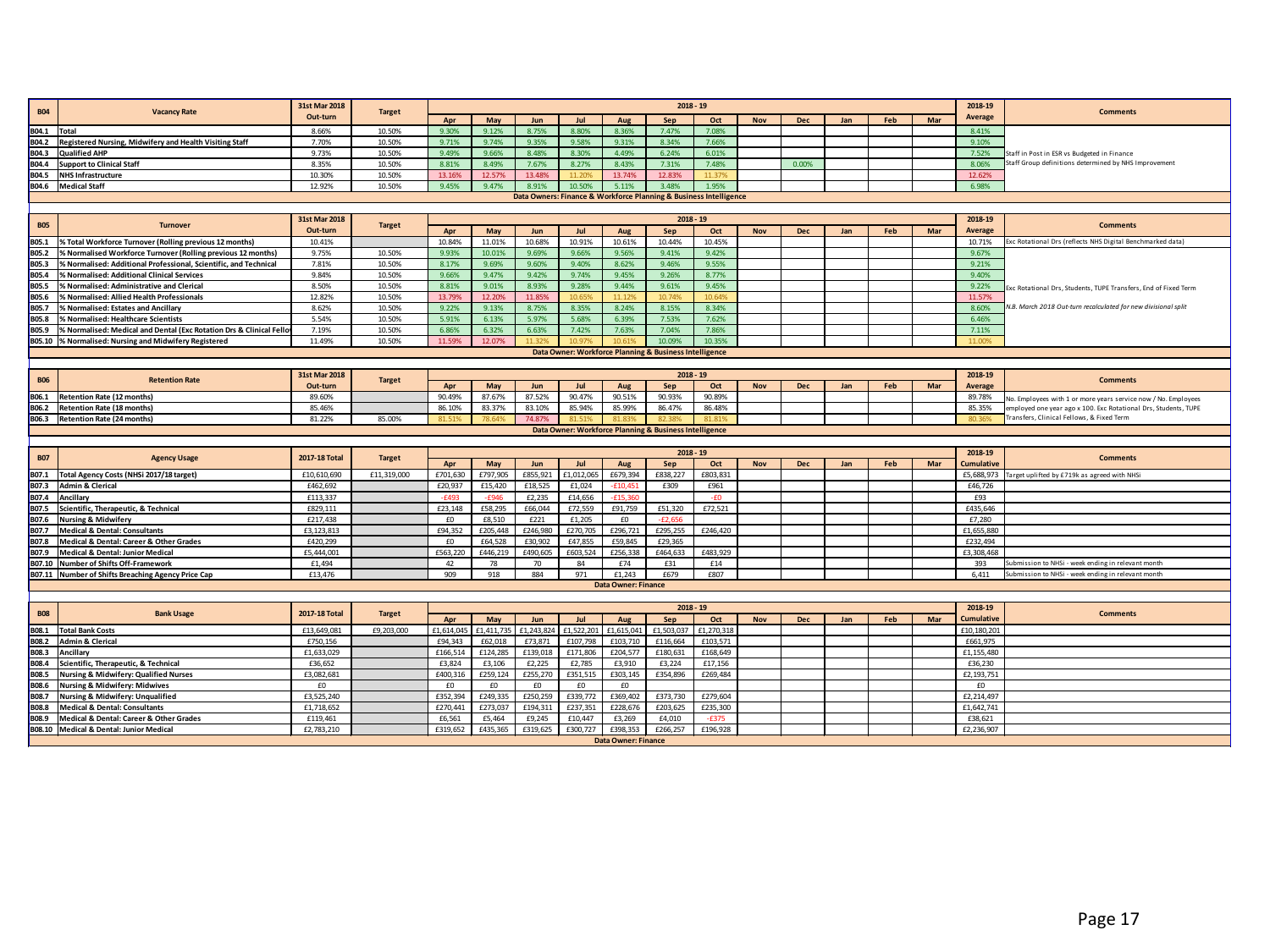| B04 | Vacancy Rate | 31st Mar 2018 Out-turn | Target | 2018 - 19 | | | | | | | | | | | | 2018-19 Average | Comments |
|---|---|---|---|---|---|---|---|---|---|---|---|---|---|---|---|---|---|
| | | | | Apr | May | Jun | Jul | Aug | Sep | Oct | Nov | Dec | Jan | Feb | Mar | | |
| B04.1 | Total | 8.66% | 10.50% | 9.30% | 9.12% | 8.75% | 8.80% | 8.36% | 7.47% | 7.08% | | | | | | 8.41% | |
| B04.2 | Registered Nursing, Midwifery and Health Visiting Staff | 7.70% | 10.50% | 9.71% | 9.74% | 9.35% | 9.58% | 9.31% | 8.34% | 7.66% | | | | | | 9.10% | |
| B04.3 | Qualified AHP | 9.73% | 10.50% | 9.49% | 9.66% | 8.48% | 8.30% | 4.49% | 6.24% | 6.01% | | | | | | 7.52% | Staff in Post in ESR vs Budgeted in Finance |
| B04.4 | Support to Clinical Staff | 8.35% | 10.50% | 8.81% | 8.49% | 7.67% | 8.27% | 8.43% | 7.31% | 7.48% | | 0.00% | | | | 8.06% | Staff Group definitions determined by NHS Improvement |
| B04.5 | NHS Infrastructure | 10.30% | 10.50% | 13.16% | 12.57% | 13.48% | 11.20% | 13.74% | 12.83% | 11.37% | | | | | | 12.62% | |
| B04.6 | Medical Staff | 12.92% | 10.50% | 9.45% | 9.47% | 8.91% | 10.50% | 5.11% | 3.48% | 1.95% | | | | | | 6.98% | |
| | Data Owners: Finance & Workforce Planning & Business Intelligence | | | | | | | | | | | | | | | | |

| B05 | Turnover | 31st Mar 2018 Out-turn | Target | 2018 - 19 | | | | | | | | | | | | 2018-19 Average | Comments |
|---|---|---|---|---|---|---|---|---|---|---|---|---|---|---|---|---|---|
| | | | | Apr | May | Jun | Jul | Aug | Sep | Oct | Nov | Dec | Jan | Feb | Mar | | |
| B05.1 | % Total Workforce Turnover (Rolling previous 12 months) | 10.41% | | 10.84% | 11.01% | 10.68% | 10.91% | 10.61% | 10.44% | 10.45% | | | | | | 10.71% | Exc Rotational Drs (reflects NHS Digital Benchmarked data) |
| B05.2 | % Normalised Workforce Turnover (Rolling previous 12 months) | 9.75% | 10.50% | 9.93% | 10.01% | 9.69% | 9.66% | 9.56% | 9.41% | 9.42% | | | | | | 9.67% | |
| B05.3 | % Normalised: Additional Professional, Scientific, and Technical | 7.81% | 10.50% | 8.17% | 9.69% | 9.60% | 9.40% | 8.62% | 9.46% | 9.55% | | | | | | 9.21% | |
| B05.4 | % Normalised: Additional Clinical Services | 9.84% | 10.50% | 9.66% | 9.47% | 9.42% | 9.74% | 9.45% | 9.26% | 8.77% | | | | | | 9.40% | |
| B05.5 | % Normalised: Administrative and Clerical | 8.50% | 10.50% | 8.81% | 9.01% | 8.93% | 9.28% | 9.44% | 9.61% | 9.45% | | | | | | 9.22% | Exc Rotational Drs, Students, TUPE Transfers, End of Fixed Term |
| B05.6 | % Normalised: Allied Health Professionals | 12.82% | 10.50% | 13.79% | 12.20% | 11.85% | 10.65% | 11.12% | 10.74% | 10.64% | | | | | | 11.57% | |
| B05.7 | % Normalised: Estates and Ancillary | 8.62% | 10.50% | 9.22% | 9.13% | 8.75% | 8.35% | 8.24% | 8.15% | 8.34% | | | | | | 8.60% | N.B. March 2018 Out-turn recalculated for new divisional split |
| B05.8 | % Normalised: Healthcare Scientists | 5.54% | 10.50% | 5.91% | 6.13% | 5.97% | 5.68% | 6.39% | 7.53% | 7.62% | | | | | | 6.46% | |
| B05.9 | % Normalised: Medical and Dental (Exc Rotation Drs & Clinical Fellow | 7.19% | 10.50% | 6.86% | 6.32% | 6.63% | 7.42% | 7.63% | 7.04% | 7.86% | | | | | | 7.11% | |
| B05.10 | % Normalised: Nursing and Midwifery Registered | 11.49% | 10.50% | 11.59% | 12.07% | 11.32% | 10.97% | 10.61% | 10.09% | 10.35% | | | | | | 11.00% | |
| | Data Owner: Workforce Planning & Business Intelligence | | | | | | | | | | | | | | | | |

| B06 | Retention Rate | 31st Mar 2018 Out-turn | Target | 2018 - 19 | | | | | | | | | | | | 2018-19 Average | Comments |
|---|---|---|---|---|---|---|---|---|---|---|---|---|---|---|---|---|---|
| | | | | Apr | May | Jun | Jul | Aug | Sep | Oct | Nov | Dec | Jan | Feb | Mar | | |
| B06.1 | Retention Rate (12 months) | 89.60% | | 90.49% | 87.67% | 87.52% | 90.47% | 90.51% | 90.93% | 90.89% | | | | | | 89.78% | No. Employees with 1 or more years service now / No. Employees employed one year ago x 100. Exc Rotational Drs, Students, TUPE Transfers, Clinical Fellows, & Fixed Term |
| B06.2 | Retention Rate (18 months) | 85.46% | | 86.10% | 83.37% | 83.10% | 85.94% | 85.99% | 86.47% | 86.48% | | | | | | 85.35% | |
| B06.3 | Retention Rate (24 months) | 81.22% | 85.00% | 81.51% | 78.64% | 74.87% | 81.51% | 81.83% | 82.38% | 81.81% | | | | | | 80.36% | |
| | Data Owner: Workforce Planning & Business Intelligence | | | | | | | | | | | | | | | | |

| B07 | Agency Usage | 2017-18 Total | Target | 2018 - 19 | | | | | | | | | | | | 2018-19 Cumulative | Comments |
|---|---|---|---|---|---|---|---|---|---|---|---|---|---|---|---|---|---|
| | | | | Apr | May | Jun | Jul | Aug | Sep | Oct | Nov | Dec | Jan | Feb | Mar | | |
| B07.1 | Total Agency Costs (NHSi 2017/18 target) | £10,610,690 | £11,319,000 | £701,630 | £797,905 | £855,921 | £1,012,065 | £679,394 | £838,227 | £803,831 | | | | | | £5,688,973 | Target uplifted by £719k as agreed with NHSi |
| B07.3 | Admin & Clerical | £462,692 | | £20,937 | £15,420 | £18,525 | £1,024 | -£10,451 | £309 | £961 | | | | | | £46,726 | |
| B07.4 | Ancillary | £113,337 | | -£493 | -£946 | £2,235 | £14,656 | -£15,360 | | -£0 | | | | | | £93 | |
| B07.5 | Scientific, Therapeutic, & Technical | £829,111 | | £23,148 | £58,295 | £66,044 | £72,559 | £91,759 | £51,320 | £72,521 | | | | | | £435,646 | |
| B07.6 | Nursing & Midwifery | £217,438 | | £0 | £8,510 | £221 | £1,205 | £0 | -£2,656 | | | | | | | £7,280 | |
| B07.7 | Medical & Dental: Consultants | £3,123,813 | | £94,352 | £205,448 | £246,980 | £270,705 | £296,721 | £295,255 | £246,420 | | | | | | £1,655,880 | |
| B07.8 | Medical & Dental: Career & Other Grades | £420,299 | | £0 | £64,528 | £30,902 | £47,855 | £59,845 | £29,365 | | | | | | | £232,494 | |
| B07.9 | Medical & Dental: Junior Medical | £5,444,001 | | £563,220 | £446,219 | £490,605 | £603,524 | £256,338 | £464,633 | £483,929 | | | | | | £3,308,468 | |
| B07.10 | Number of Shifts Off-Framework | £1,494 | | 42 | 78 | 70 | 84 | £74 | £31 | £14 | | | | | | 393 | Submission to NHSi - week ending in relevant month |
| B07.11 | Number of Shifts Breaching Agency Price Cap | £13,476 | | 909 | 918 | 884 | 971 | £1,243 | £679 | £807 | | | | | | 6,411 | Submission to NHSi - week ending in relevant month |
| | Data Owner: Finance | | | | | | | | | | | | | | | | |

| B08 | Bank Usage | 2017-18 Total | Target | 2018 - 19 | | | | | | | | | | | | 2018-19 Cumulative | Comments |
|---|---|---|---|---|---|---|---|---|---|---|---|---|---|---|---|---|---|
| | | | | Apr | May | Jun | Jul | Aug | Sep | Oct | Nov | Dec | Jan | Feb | Mar | | |
| B08.1 | Total Bank Costs | £13,649,081 | £9,203,000 | £1,614,045 | £1,411,735 | £1,243,824 | £1,522,201 | £1,615,041 | £1,503,037 | £1,270,318 | | | | | | £10,180,201 | |
| B08.2 | Admin & Clerical | £750,156 | | £94,343 | £62,018 | £73,871 | £107,798 | £103,710 | £116,664 | £103,571 | | | | | | £661,975 | |
| B08.3 | Ancillary | £1,633,029 | | £166,514 | £124,285 | £139,018 | £171,806 | £204,577 | £180,631 | £168,649 | | | | | | £1,155,480 | |
| B08.4 | Scientific, Therapeutic, & Technical | £36,652 | | £3,824 | £3,106 | £2,225 | £2,785 | £3,910 | £3,224 | £17,156 | | | | | | £36,230 | |
| B08.5 | Nursing & Midwifery: Qualified Nurses | £3,082,681 | | £400,316 | £259,124 | £255,270 | £351,515 | £303,145 | £354,896 | £269,484 | | | | | | £2,193,751 | |
| B08.6 | Nursing & Midwifery: Midwives | £0 | | £0 | £0 | £0 | £0 | £0 | | | | | | | | £0 | |
| B08.7 | Nursing & Midwifery: Unqualified | £3,525,240 | | £352,394 | £249,335 | £250,259 | £339,772 | £369,402 | £373,730 | £279,604 | | | | | | £2,214,497 | |
| B08.8 | Medical & Dental: Consultants | £1,718,652 | | £270,441 | £273,037 | £194,311 | £237,351 | £228,676 | £203,625 | £235,300 | | | | | | £1,642,741 | |
| B08.9 | Medical & Dental: Career & Other Grades | £119,461 | | £6,561 | £5,464 | £9,245 | £10,447 | £3,269 | £4,010 | -£375 | | | | | | £38,621 | |
| B08.10 | Medical & Dental: Junior Medical | £2,783,210 | | £319,652 | £435,365 | £319,625 | £300,727 | £398,353 | £266,257 | £196,928 | | | | | | £2,236,907 | |
| | Data Owner: Finance | | | | | | | | | | | | | | | | |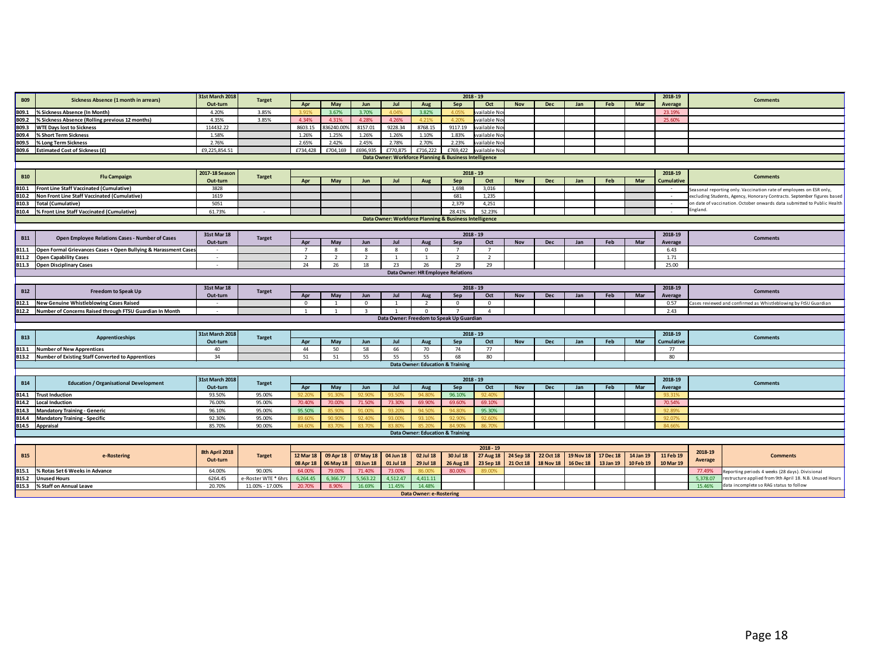| B09 | Sickness Absence (1 month in arrears) | 31st March 2018 Out-turn | Target | Apr | May | Jun | Jul | Aug | Sep | Oct | Nov | Dec | Jan | Feb | Mar | 2018-19 Average | Comments |
|---|---|---|---|---|---|---|---|---|---|---|---|---|---|---|---|---|---|
| B09.1 | % Sickness Absence (In Month) | 4.20% | 3.85% | 3.91% | 3.67% | 3.70% | 4.04% | 3.82% | 4.05% | Available Nov | | | | | | 23.19% | |
| B09.2 | % Sickness Absence (Rolling previous 12 months) | 4.35% | 3.85% | 4.34% | 4.31% | 4.28% | 4.26% | 4.21% | 4.20% | Available Nov | | | | | | 25.60% | |
| B09.3 | WTE Days lost to Sickness | 114432.22 | | 8603.15 | 836240.00% | 8157.01 | 9228.34 | 8768.15 | 9117.19 | Available Nov | | | | | | | |
| B09.4 | % Short Term Sickness | 1.58% | | 1.26% | 1.25% | 1.26% | 1.26% | 1.10% | 1.83% | Available Nov | | | | | | | |
| B09.5 | % Long Term Sickness | 2.76% | | 2.65% | 2.42% | 2.45% | 2.78% | 2.70% | 2.23% | Available Nov | | | | | | | |
| B09.6 | Estimated Cost of Sickness (£) | £9,225,854.51 | | £734,428 | £704,169 | £696,935 | £770,875 | £716,222 | £769,422 | Available Nov | | | | | | | |

Data Owner: Workforce Planning & Business Intelligence

| B10 | Flu Campaign | 2017-18 Season Out-turn | Target | Apr | May | Jun | Jul | Aug | Sep | Oct | Nov | Dec | Jan | Feb | Mar | 2018-19 Cumulative | Comments |
|---|---|---|---|---|---|---|---|---|---|---|---|---|---|---|---|---|---|
| B10.1 | Front Line Staff Vaccinated (Cumulative) | 3828 | | | | | | | 1,698 | 3,016 | | | | | | - | Seasonal reporting only. Vaccination rate of employees on ESR only, excluding Students, Agency, Honorary Contracts. September figures based on date of vaccination. October onwards data submitted to Public Health England. |
| B10.2 | Non Front Line Staff Vaccinated (Cumulative) | 1619 | | | | | | | 681 | 1,235 | | | | | | - | |
| B10.3 | Total (Cumulative) | 5051 | | | | | | | 2,379 | 4,251 | | | | | | - | |
| B10.4 | % Front Line Staff Vaccinated (Cumulative) | 61.73% | - | | | | | | 28.41% | 52.23% | | | | | | - | |

Data Owner: Workforce Planning & Business Intelligence

| B11 | Open Employee Relations Cases - Number of Cases | 31st Mar 18 Out-turn | Target | Apr | May | Jun | Jul | Aug | Sep | Oct | Nov | Dec | Jan | Feb | Mar | 2018-19 Average | Comments |
|---|---|---|---|---|---|---|---|---|---|---|---|---|---|---|---|---|---|
| B11.1 | Open Formal Grievances Cases + Open Bullying & Harassment Cases | - | | 7 | 8 | 8 | 8 | 0 | 7 | 7 | | | | | | 6.43 | |
| B11.2 | Open Capability Cases | - | | 2 | 2 | 2 | 1 | 1 | 2 | 2 | | | | | | 1.71 | |
| B11.3 | Open Disciplinary Cases | - | | 24 | 26 | 18 | 23 | 26 | 29 | 29 | | | | | | 25.00 | |

Data Owner: HR Employee Relations

| B12 | Freedom to Speak Up | 31st Mar 18 Out-turn | Target | Apr | May | Jun | Jul | Aug | Sep | Oct | Nov | Dec | Jan | Feb | Mar | 2018-19 Average | Comments |
|---|---|---|---|---|---|---|---|---|---|---|---|---|---|---|---|---|---|
| B12.1 | New Genuine Whistleblowing Cases Raised | - | | 0 | 1 | 0 | 1 | 2 | 0 | 0 | | | | | | 0.57 | Cases reviewed and confirmed as Whistleblowing by FtSU Guardian |
| B12.2 | Number of Concerns Raised through FTSU Guardian In Month | - | | 1 | 1 | 3 | 1 | 0 | 7 | 4 | | | | | | 2.43 | |

Data Owner: Freedom to Speak Up Guardian

| B13 | Apprenticeships | 31st March 2018 Out-turn | Target | Apr | May | Jun | Jul | Aug | Sep | Oct | Nov | Dec | Jan | Feb | Mar | 2018-19 Cumulative | Comments |
|---|---|---|---|---|---|---|---|---|---|---|---|---|---|---|---|---|---|
| B13.1 | Number of New Apprentices | 40 | | 44 | 50 | 58 | 66 | 70 | 74 | 77 | | | | | | 77 | |
| B13.2 | Number of Existing Staff Converted to Apprentices | 34 | | 51 | 51 | 55 | 55 | 55 | 68 | 80 | | | | | | 80 | |

Data Owner: Education & Training

| B14 | Education / Organisational Development | 31st March 2018 Out-turn | Target | Apr | May | Jun | Jul | Aug | Sep | Oct | Nov | Dec | Jan | Feb | Mar | 2018-19 Average | Comments |
|---|---|---|---|---|---|---|---|---|---|---|---|---|---|---|---|---|---|
| B14.1 | Trust Induction | 93.50% | 95.00% | 92.20% | 91.30% | 92.90% | 93.50% | 94.80% | 96.10% | 92.40% | | | | | | 93.31% | |
| B14.2 | Local Induction | 76.00% | 95.00% | 70.40% | 70.00% | 71.50% | 73.30% | 69.90% | 69.60% | 69.10% | | | | | | 70.54% | |
| B14.3 | Mandatory Training - Generic | 96.10% | 95.00% | 95.50% | 85.90% | 91.00% | 93.20% | 94.50% | 94.80% | 95.30% | | | | | | 92.89% | |
| B14.4 | Mandatory Training - Specific | 92.30% | 95.00% | 89.60% | 90.90% | 92.40% | 93.00% | 93.10% | 92.90% | 92.60% | | | | | | 92.07% | |
| B14.5 | Appraisal | 85.70% | 90.00% | 84.60% | 83.70% | 83.70% | 83.80% | 85.20% | 84.90% | 86.70% | | | | | | 84.66% | |

Data Owner: Education & Training

| B15 | e-Rostering | 8th April 2018 Out-turn | Target | 12 Mar 18 – 08 Apr 18 | 09 Apr 18 – 06 May 18 | 07 May 18 – 03 Jun 18 | 04 Jun 18 – 01 Jul 18 | 02 Jul 18 – 29 Jul 18 | 30 Jul 18 – 26 Aug 18 | 27 Aug 18 – 23 Sep 18 | 24 Sep 18 – 21 Oct 18 | 22 Oct 18 – 18 Nov 18 | 19 Nov 18 – 16 Dec 18 | 17 Dec 18 – 13 Jan 19 | 14 Jan 19 – 10 Feb 19 | 11 Feb 19 – 10 Mar 19 | 2018-19 Average | Comments |
|---|---|---|---|---|---|---|---|---|---|---|---|---|---|---|---|---|---|---|
| B15.1 | % Rotas Set 6 Weeks in Advance | 64.00% | 90.00% | 64.00% | 79.00% | 71.40% | 73.00% | 86.00% | 80.00% | 89.00% | | | | | | | 77.49% | Reporting periods 4 weeks (28 days). Divisional restructure applied from 9th April 18. N.B. Unused Hours data incomplete so RAG status to follow |
| B15.2 | Unused Hours | 6264.45 | e-Roster WTE * 6hrs | 6,264.45 | 6,366.77 | 5,563.22 | 4,512.47 | 4,411.11 | | | | | | | | | 5,378.07 | |
| B15.3 | % Staff on Annual Leave | 20.70% | 11.00% - 17.00% | 20.70% | 8.90% | 16.69% | 11.45% | 14.48% | | | | | | | | | 15.46% | |

Data Owner: e-Rostering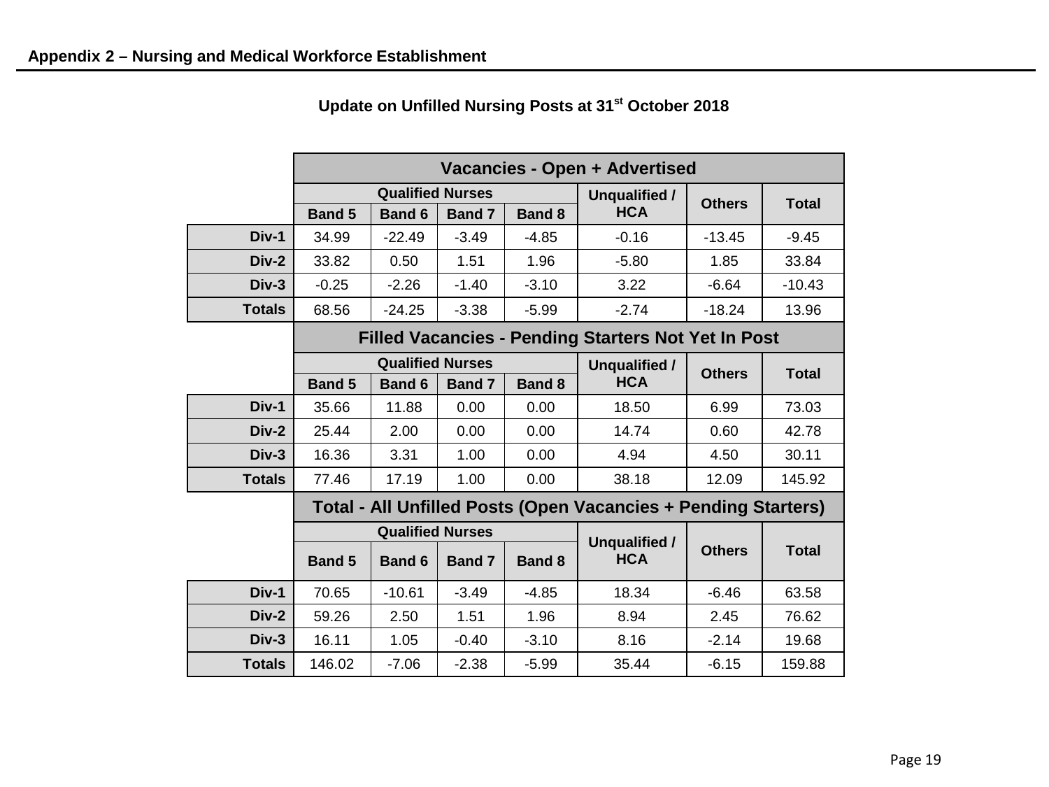**Appendix 2 – Nursing and Medical Workforce Establishment**

**Update on Unfilled Nursing Posts at 31st October 2018**

| | Vacancies - Open + Advertised | | | | | | |
|---|---|---|---|---|---|---|---|
| | Qualified Nurses | | | | Unqualified / HCA | Others | Total |
| | Band 5 | Band 6 | Band 7 | Band 8 | | | |
| **Div-1** | 34.99 | -22.49 | -3.49 | -4.85 | -0.16 | -13.45 | -9.45 |
| **Div-2** | 33.82 | 0.50 | 1.51 | 1.96 | -5.80 | 1.85 | 33.84 |
| **Div-3** | -0.25 | -2.26 | -1.40 | -3.10 | 3.22 | -6.64 | -10.43 |
| **Totals** | 68.56 | -24.25 | -3.38 | -5.99 | -2.74 | -18.24 | 13.96 |
| | **Filled Vacancies - Pending Starters Not Yet In Post** | | | | | | |
| | Qualified Nurses | | | | Unqualified / HCA | Others | Total |
| | Band 5 | Band 6 | Band 7 | Band 8 | | | |
| **Div-1** | 35.66 | 11.88 | 0.00 | 0.00 | 18.50 | 6.99 | 73.03 |
| **Div-2** | 25.44 | 2.00 | 0.00 | 0.00 | 14.74 | 0.60 | 42.78 |
| **Div-3** | 16.36 | 3.31 | 1.00 | 0.00 | 4.94 | 4.50 | 30.11 |
| **Totals** | 77.46 | 17.19 | 1.00 | 0.00 | 38.18 | 12.09 | 145.92 |
| | **Total - All Unfilled Posts (Open Vacancies + Pending Starters)** | | | | | | |
| | Qualified Nurses | | | | Unqualified / HCA | Others | Total |
| | Band 5 | Band 6 | Band 7 | Band 8 | | | |
| **Div-1** | 70.65 | -10.61 | -3.49 | -4.85 | 18.34 | -6.46 | 63.58 |
| **Div-2** | 59.26 | 2.50 | 1.51 | 1.96 | 8.94 | 2.45 | 76.62 |
| **Div-3** | 16.11 | 1.05 | -0.40 | -3.10 | 8.16 | -2.14 | 19.68 |
| **Totals** | 146.02 | -7.06 | -2.38 | -5.99 | 35.44 | -6.15 | 159.88 |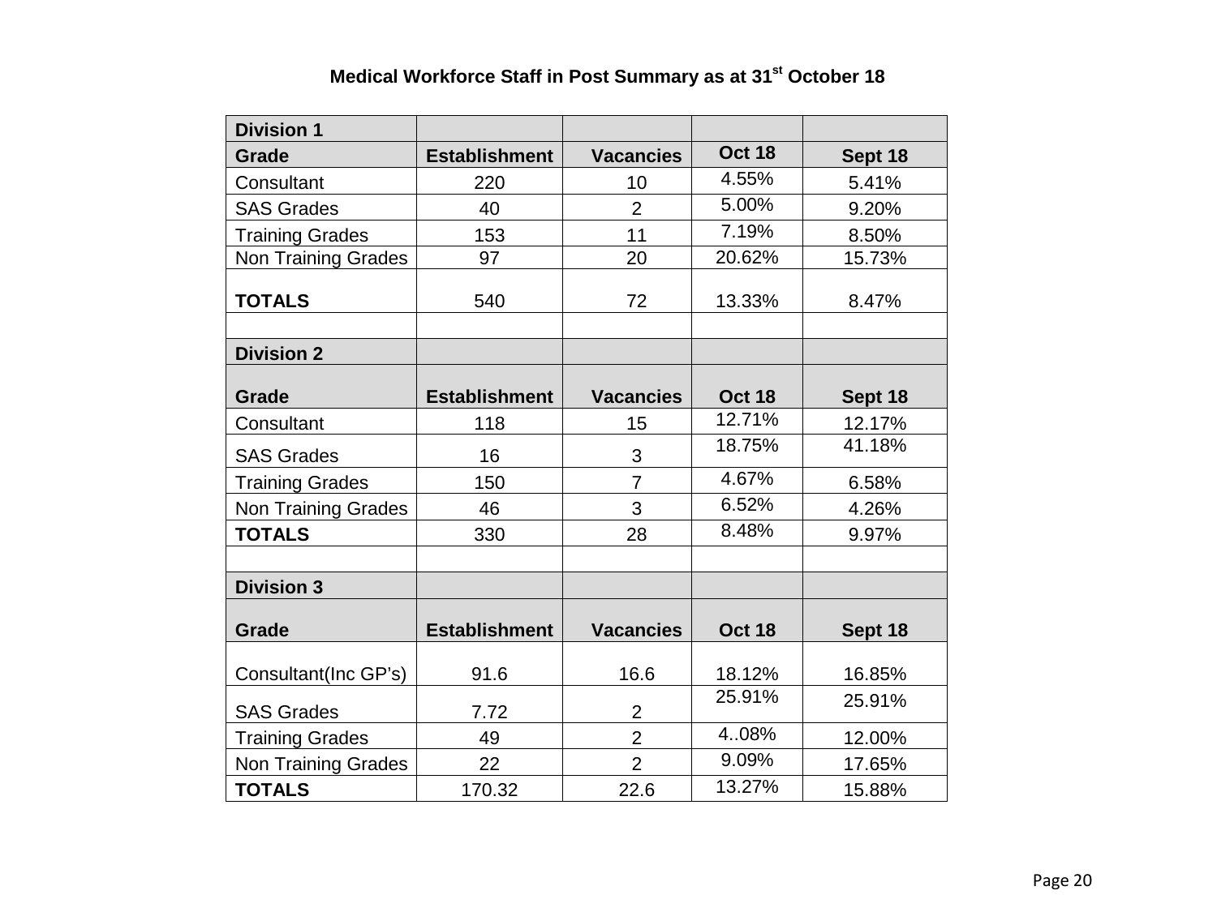**Medical Workforce Staff in Post Summary as at 31st October 18**

| | | | | |
|---|---|---|---|---|
| **Division 1** | | | | |
| **Grade** | **Establishment** | **Vacancies** | **Oct 18** | **Sept 18** |
| Consultant | 220 | 10 | 4.55% | 5.41% |
| SAS Grades | 40 | 2 | 5.00% | 9.20% |
| Training Grades | 153 | 11 | 7.19% | 8.50% |
| Non Training Grades | 97 | 20 | 20.62% | 15.73% |
| **TOTALS** | 540 | 72 | 13.33% | 8.47% |
| | | | | |
| **Division 2** | | | | |
| **Grade** | **Establishment** | **Vacancies** | **Oct 18** | **Sept 18** |
| Consultant | 118 | 15 | 12.71% | 12.17% |
| SAS Grades | 16 | 3 | 18.75% | 41.18% |
| Training Grades | 150 | 7 | 4.67% | 6.58% |
| Non Training Grades | 46 | 3 | 6.52% | 4.26% |
| **TOTALS** | 330 | 28 | 8.48% | 9.97% |
| | | | | |
| **Division 3** | | | | |
| **Grade** | **Establishment** | **Vacancies** | **Oct 18** | **Sept 18** |
| Consultant(Inc GP's) | 91.6 | 16.6 | 18.12% | 16.85% |
| SAS Grades | 7.72 | 2 | 25.91% | 25.91% |
| Training Grades | 49 | 2 | 4..08% | 12.00% |
| Non Training Grades | 22 | 2 | 9.09% | 17.65% |
| **TOTALS** | 170.32 | 22.6 | 13.27% | 15.88% |